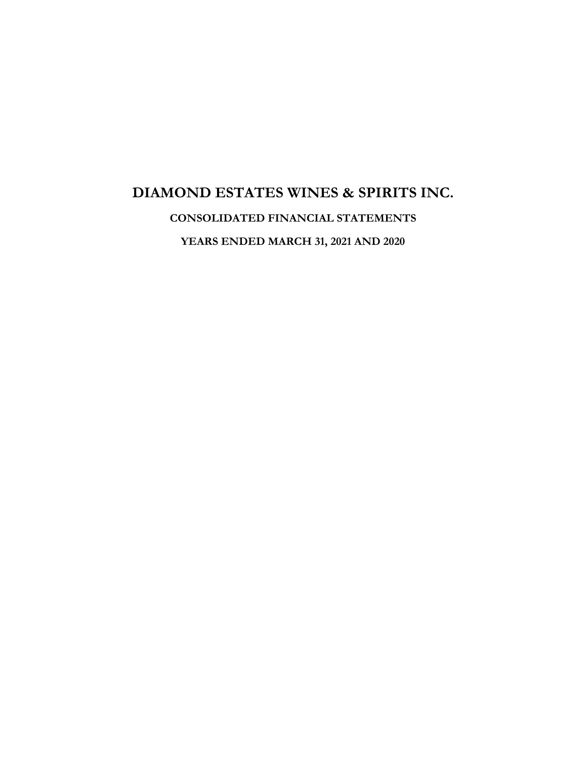# DIAMOND ESTATES WINES & SPIRITS INC.

## CONSOLIDATED FINANCIAL STATEMENTS

## YEARS ENDED MARCH 31, 2021 AND 2020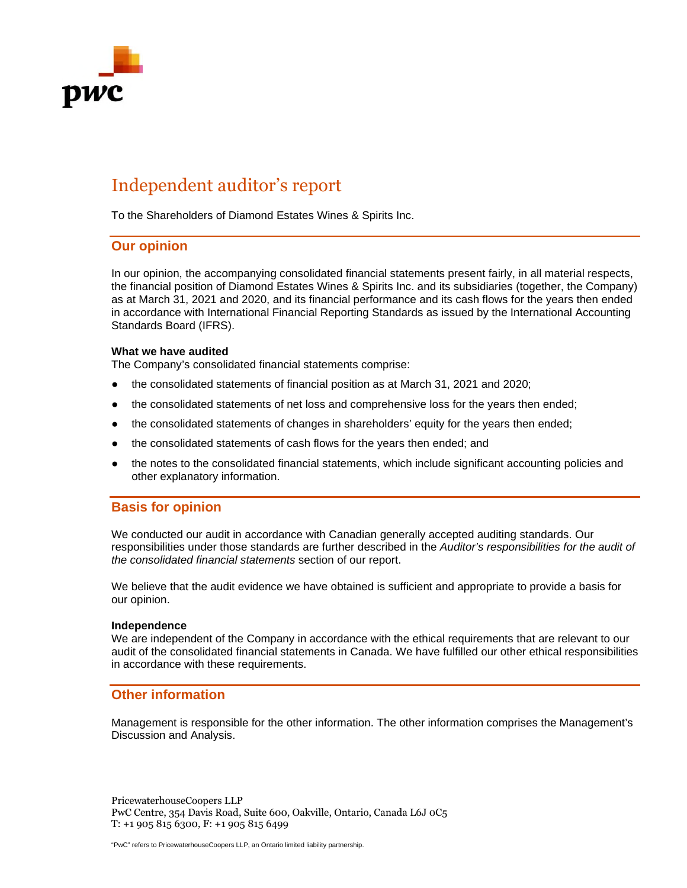# Independent auditor's report

To the Shareholders of Diamond Estates Wines & Spirits Inc.

## Our opinion

In our opinion, the accompanying consolidated financial statements present fairly, in all material respects, the financial position of Diamond Estates Wines & Spirits Inc. and its subsidiaries (together, the Company) as at March 31, 2021 and 2020, and its financial performance and its cash flows for the years then ended in accordance with International Financial Reporting Standards as issued by the International Accounting Standards Board (IFRS).

**What we have audited**

The Company's consolidated financial statements comprise:

- the consolidated statements of financial position as at March 31, 2021 and 2020;
- the consolidated statements of net loss and comprehensive loss for the years then ended;
- the consolidated statements of changes in shareholders' equity for the years then ended;
- the consolidated statements of cash flows for the years then ended; and
- the notes to the consolidated financial statements, which include significant accounting policies and other explanatory information.

## Basis for opinion

We conducted our audit in accordance with Canadian generally accepted auditing standards. Our responsibilities under those standards are further described in the *Auditor's responsibilities for the audit of the consolidated financial statements* section of our report.

We believe that the audit evidence we have obtained is sufficient and appropriate to provide a basis for our opinion.

**Independence**

We are independent of the Company in accordance with the ethical requirements that are relevant to our audit of the consolidated financial statements in Canada. We have fulfilled our other ethical responsibilities in accordance with these requirements.

## Other information

Management is responsible for the other information. The other information comprises the Management's Discussion and Analysis.

PricewaterhouseCoopers LLP
PwC Centre, 354 Davis Road, Suite 600, Oakville, Ontario, Canada L6J 0C5
T: +1 905 815 6300, F: +1 905 815 6499

"PwC" refers to PricewaterhouseCoopers LLP, an Ontario limited liability partnership.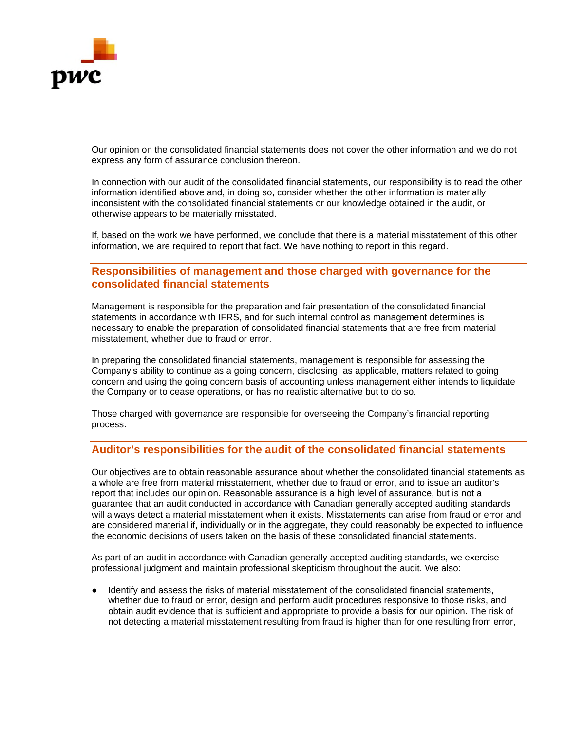Our opinion on the consolidated financial statements does not cover the other information and we do not express any form of assurance conclusion thereon.

In connection with our audit of the consolidated financial statements, our responsibility is to read the other information identified above and, in doing so, consider whether the other information is materially inconsistent with the consolidated financial statements or our knowledge obtained in the audit, or otherwise appears to be materially misstated.

If, based on the work we have performed, we conclude that there is a material misstatement of this other information, we are required to report that fact. We have nothing to report in this regard.

## Responsibilities of management and those charged with governance for the consolidated financial statements

Management is responsible for the preparation and fair presentation of the consolidated financial statements in accordance with IFRS, and for such internal control as management determines is necessary to enable the preparation of consolidated financial statements that are free from material misstatement, whether due to fraud or error.

In preparing the consolidated financial statements, management is responsible for assessing the Company's ability to continue as a going concern, disclosing, as applicable, matters related to going concern and using the going concern basis of accounting unless management either intends to liquidate the Company or to cease operations, or has no realistic alternative but to do so.

Those charged with governance are responsible for overseeing the Company's financial reporting process.

## Auditor's responsibilities for the audit of the consolidated financial statements

Our objectives are to obtain reasonable assurance about whether the consolidated financial statements as a whole are free from material misstatement, whether due to fraud or error, and to issue an auditor's report that includes our opinion. Reasonable assurance is a high level of assurance, but is not a guarantee that an audit conducted in accordance with Canadian generally accepted auditing standards will always detect a material misstatement when it exists. Misstatements can arise from fraud or error and are considered material if, individually or in the aggregate, they could reasonably be expected to influence the economic decisions of users taken on the basis of these consolidated financial statements.

As part of an audit in accordance with Canadian generally accepted auditing standards, we exercise professional judgment and maintain professional skepticism throughout the audit. We also:

- Identify and assess the risks of material misstatement of the consolidated financial statements, whether due to fraud or error, design and perform audit procedures responsive to those risks, and obtain audit evidence that is sufficient and appropriate to provide a basis for our opinion. The risk of not detecting a material misstatement resulting from fraud is higher than for one resulting from error,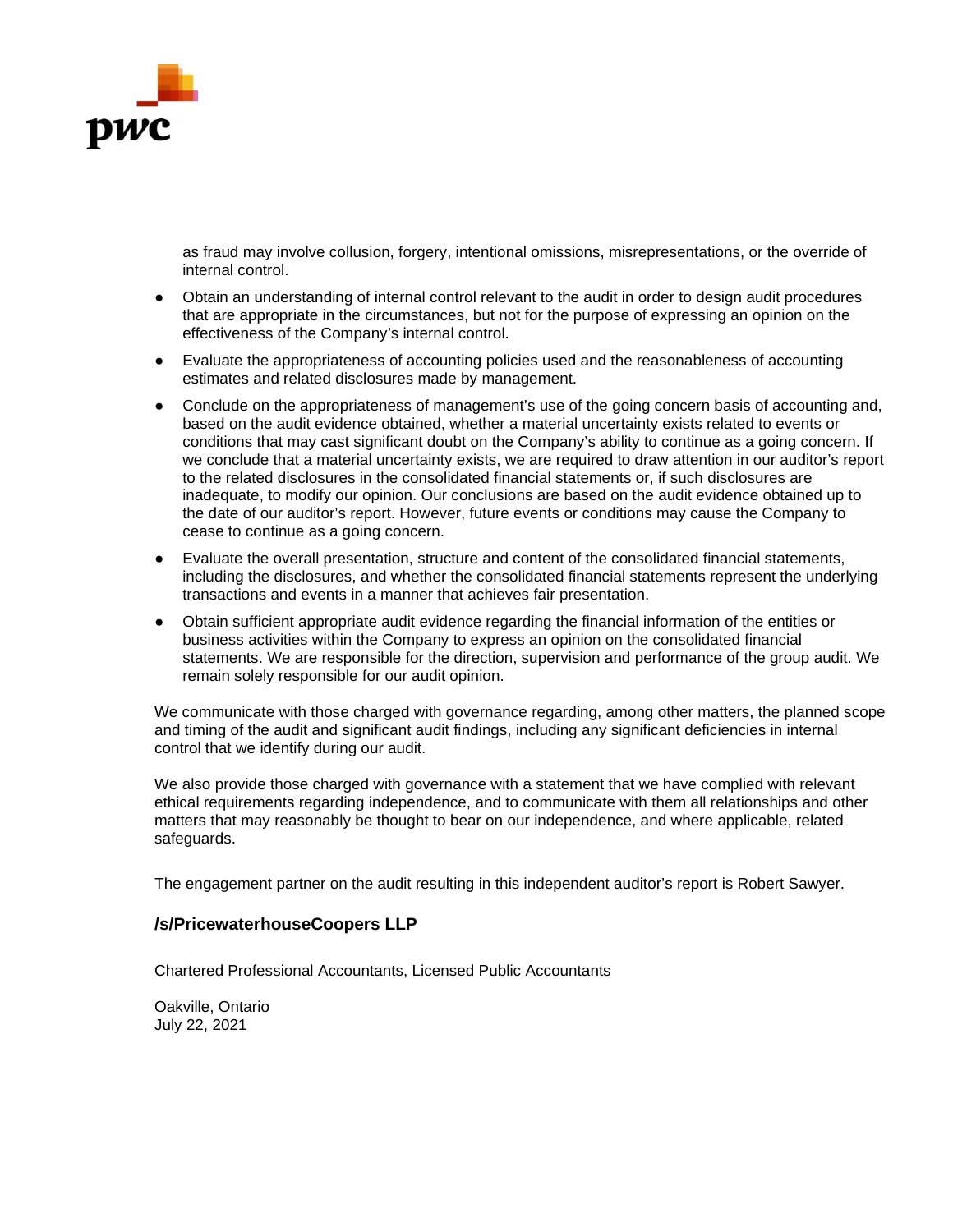as fraud may involve collusion, forgery, intentional omissions, misrepresentations, or the override of internal control.

- Obtain an understanding of internal control relevant to the audit in order to design audit procedures that are appropriate in the circumstances, but not for the purpose of expressing an opinion on the effectiveness of the Company's internal control.
- Evaluate the appropriateness of accounting policies used and the reasonableness of accounting estimates and related disclosures made by management.
- Conclude on the appropriateness of management's use of the going concern basis of accounting and, based on the audit evidence obtained, whether a material uncertainty exists related to events or conditions that may cast significant doubt on the Company's ability to continue as a going concern. If we conclude that a material uncertainty exists, we are required to draw attention in our auditor's report to the related disclosures in the consolidated financial statements or, if such disclosures are inadequate, to modify our opinion. Our conclusions are based on the audit evidence obtained up to the date of our auditor's report. However, future events or conditions may cause the Company to cease to continue as a going concern.
- Evaluate the overall presentation, structure and content of the consolidated financial statements, including the disclosures, and whether the consolidated financial statements represent the underlying transactions and events in a manner that achieves fair presentation.
- Obtain sufficient appropriate audit evidence regarding the financial information of the entities or business activities within the Company to express an opinion on the consolidated financial statements. We are responsible for the direction, supervision and performance of the group audit. We remain solely responsible for our audit opinion.

We communicate with those charged with governance regarding, among other matters, the planned scope and timing of the audit and significant audit findings, including any significant deficiencies in internal control that we identify during our audit.

We also provide those charged with governance with a statement that we have complied with relevant ethical requirements regarding independence, and to communicate with them all relationships and other matters that may reasonably be thought to bear on our independence, and where applicable, related safeguards.

The engagement partner on the audit resulting in this independent auditor's report is Robert Sawyer.

**/s/PricewaterhouseCoopers LLP**

Chartered Professional Accountants, Licensed Public Accountants

Oakville, Ontario
July 22, 2021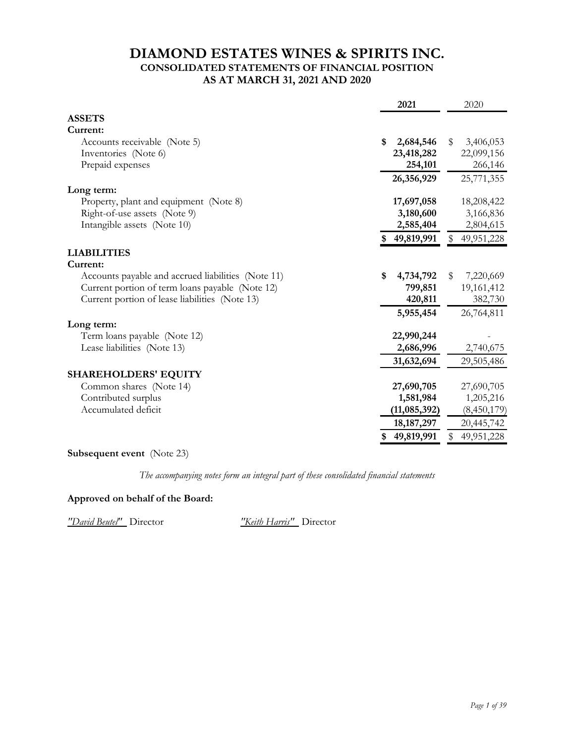# DIAMOND ESTATES WINES & SPIRITS INC.
## CONSOLIDATED STATEMENTS OF FINANCIAL POSITION
## AS AT MARCH 31, 2021 AND 2020

| | **2021** | 2020 |
|---|---|---|
| **ASSETS** | | |
| **Current:** | | |
| Accounts receivable (Note 5) | **$ 2,684,546** | $ 3,406,053 |
| Inventories (Note 6) | **23,418,282** | 22,099,156 |
| Prepaid expenses | **254,101** | 266,146 |
| | **26,356,929** | 25,771,355 |
| **Long term:** | | |
| Property, plant and equipment (Note 8) | **17,697,058** | 18,208,422 |
| Right-of-use assets (Note 9) | **3,180,600** | 3,166,836 |
| Intangible assets (Note 10) | **2,585,404** | 2,804,615 |
| | **$ 49,819,991** | $ 49,951,228 |
| **LIABILITIES** | | |
| **Current:** | | |
| Accounts payable and accrued liabilities (Note 11) | **$ 4,734,792** | $ 7,220,669 |
| Current portion of term loans payable (Note 12) | **799,851** | 19,161,412 |
| Current portion of lease liabilities (Note 13) | **420,811** | 382,730 |
| | **5,955,454** | 26,764,811 |
| **Long term:** | | |
| Term loans payable (Note 12) | **22,990,244** | - |
| Lease liabilities (Note 13) | **2,686,996** | 2,740,675 |
| | **31,632,694** | 29,505,486 |
| **SHAREHOLDERS' EQUITY** | | |
| Common shares (Note 14) | **27,690,705** | 27,690,705 |
| Contributed surplus | **1,581,984** | 1,205,216 |
| Accumulated deficit | **(11,085,392)** | (8,450,179) |
| | **18,187,297** | 20,445,742 |
| | **$ 49,819,991** | $ 49,951,228 |

**Subsequent event** (Note 23)

*The accompanying notes form an integral part of these consolidated financial statements*

**Approved on behalf of the Board:**

*"David Beutel"* Director *"Keith Harris"* Director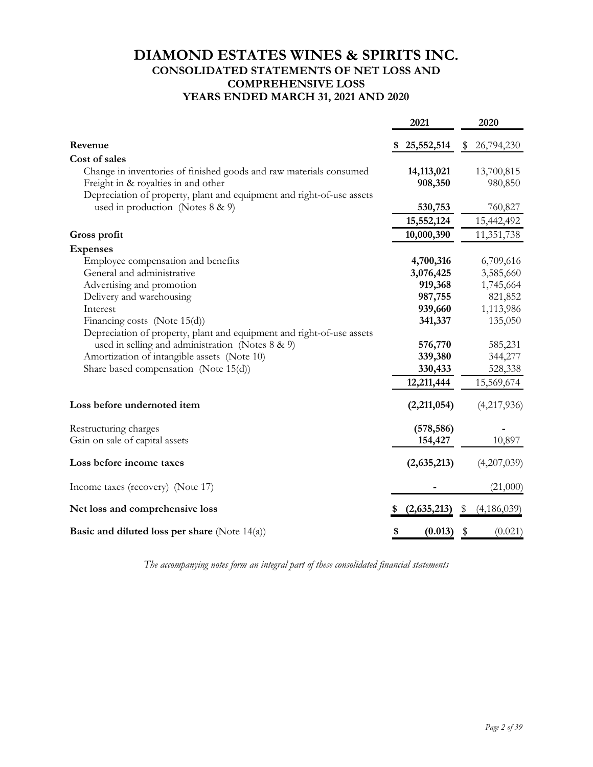# DIAMOND ESTATES WINES & SPIRITS INC.

## CONSOLIDATED STATEMENTS OF NET LOSS AND COMPREHENSIVE LOSS

### YEARS ENDED MARCH 31, 2021 AND 2020

| | 2021 | 2020 |
|---|---|---|
| **Revenue** | **$ 25,552,514** | $ 26,794,230 |
| **Cost of sales** | | |
| Change in inventories of finished goods and raw materials consumed | **14,113,021** | 13,700,815 |
| Freight in & royalties in and other | **908,350** | 980,850 |
| Depreciation of property, plant and equipment and right-of-use assets used in production (Notes 8 & 9) | **530,753** | 760,827 |
| | **15,552,124** | 15,442,492 |
| **Gross profit** | **10,000,390** | 11,351,738 |
| **Expenses** | | |
| Employee compensation and benefits | **4,700,316** | 6,709,616 |
| General and administrative | **3,076,425** | 3,585,660 |
| Advertising and promotion | **919,368** | 1,745,664 |
| Delivery and warehousing | **987,755** | 821,852 |
| Interest | **939,660** | 1,113,986 |
| Financing costs (Note 15(d)) | **341,337** | 135,050 |
| Depreciation of property, plant and equipment and right-of-use assets used in selling and administration (Notes 8 & 9) | **576,770** | 585,231 |
| Amortization of intangible assets (Note 10) | **339,380** | 344,277 |
| Share based compensation (Note 15(d)) | **330,433** | 528,338 |
| | **12,211,444** | 15,569,674 |
| **Loss before undernoted item** | **(2,211,054)** | (4,217,936) |
| Restructuring charges | **(578,586)** | - |
| Gain on sale of capital assets | **154,427** | 10,897 |
| **Loss before income taxes** | **(2,635,213)** | (4,207,039) |
| Income taxes (recovery) (Note 17) | **-** | (21,000) |
| **Net loss and comprehensive loss** | **$ (2,635,213)** | $ (4,186,039) |
| **Basic and diluted loss per share** (Note 14(a)) | **$ (0.013)** | $ (0.021) |

*The accompanying notes form an integral part of these consolidated financial statements*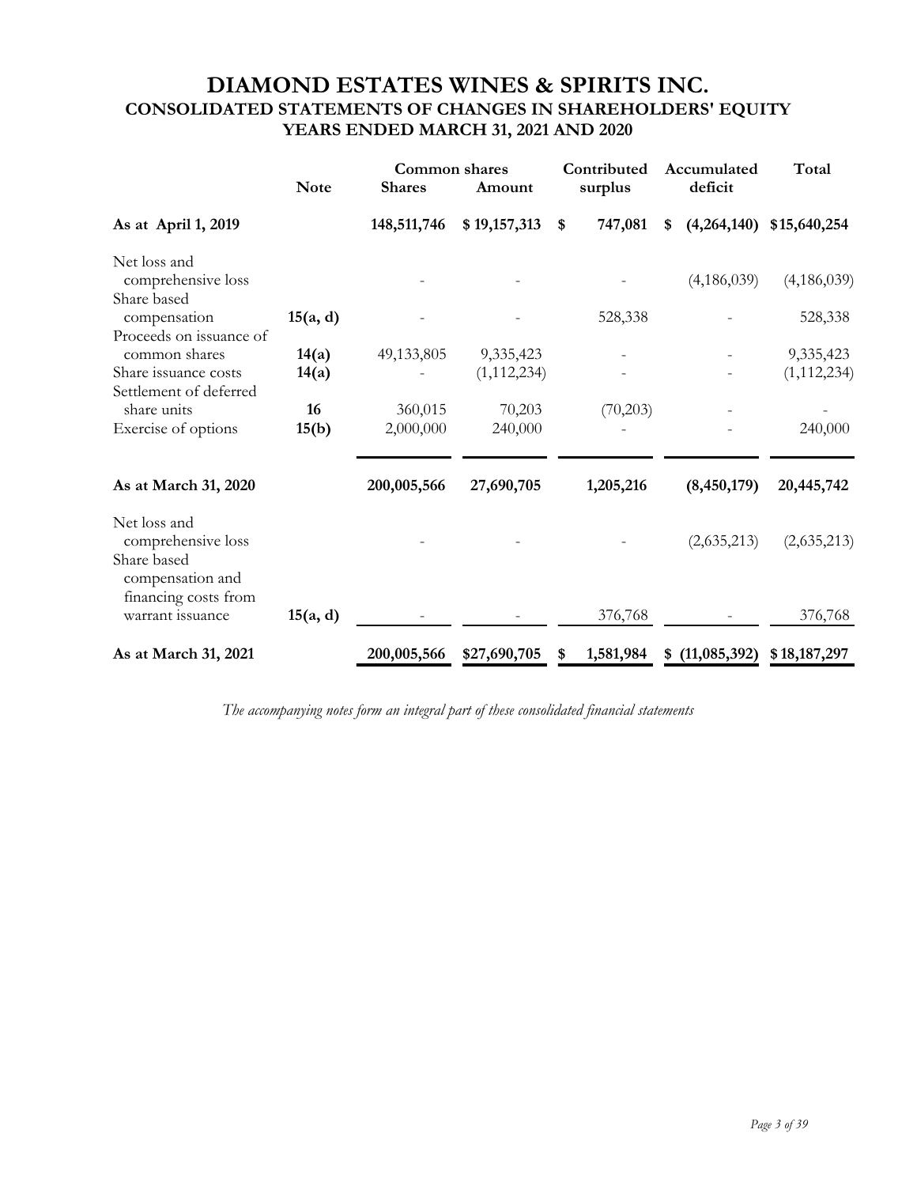# DIAMOND ESTATES WINES & SPIRITS INC.

## CONSOLIDATED STATEMENTS OF CHANGES IN SHAREHOLDERS' EQUITY

### YEARS ENDED MARCH 31, 2021 AND 2020

| | Note | Common shares | | Contributed surplus | Accumulated deficit | Total |
|---|---|---|---|---|---|---|
| | | Shares | Amount | | | |
| **As at April 1, 2019** | | **148,511,746** | **$ 19,157,313** | **$ 747,081** | **$ (4,264,140)** | **$15,640,254** |
| Net loss and comprehensive loss | | - | - | - | (4,186,039) | (4,186,039) |
| Share based compensation | **15(a, d)** | - | - | 528,338 | - | 528,338 |
| Proceeds on issuance of common shares | **14(a)** | 49,133,805 | 9,335,423 | - | - | 9,335,423 |
| Share issuance costs | **14(a)** | - | (1,112,234) | - | - | (1,112,234) |
| Settlement of deferred share units | **16** | 360,015 | 70,203 | (70,203) | - | - |
| Exercise of options | **15(b)** | 2,000,000 | 240,000 | - | - | 240,000 |
| **As at March 31, 2020** | | **200,005,566** | **27,690,705** | **1,205,216** | **(8,450,179)** | **20,445,742** |
| Net loss and comprehensive loss | | - | - | - | (2,635,213) | (2,635,213) |
| Share based compensation and financing costs from warrant issuance | **15(a, d)** | - | - | 376,768 | - | 376,768 |
| **As at March 31, 2021** | | **200,005,566** | **$27,690,705** | **$ 1,581,984** | **$ (11,085,392)** | **$ 18,187,297** |

*The accompanying notes form an integral part of these consolidated financial statements*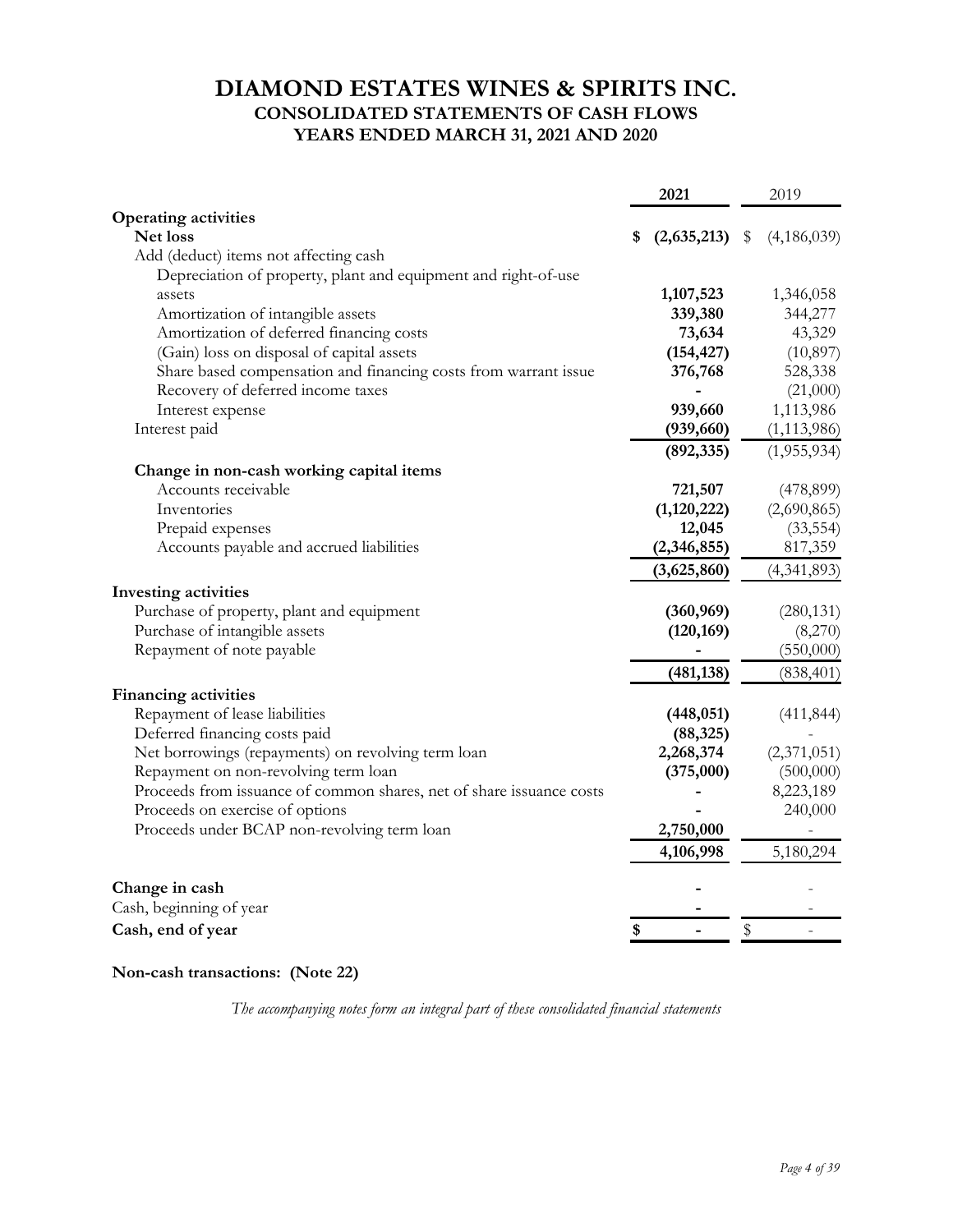# DIAMOND ESTATES WINES & SPIRITS INC.
## CONSOLIDATED STATEMENTS OF CASH FLOWS
## YEARS ENDED MARCH 31, 2021 AND 2020

| | 2021 | 2019 |
|---|---|---|
| **Operating activities** | | |
| **Net loss** | **$ (2,635,213)** | $ (4,186,039) |
| Add (deduct) items not affecting cash | | |
| Depreciation of property, plant and equipment and right-of-use assets | **1,107,523** | 1,346,058 |
| Amortization of intangible assets | **339,380** | 344,277 |
| Amortization of deferred financing costs | **73,634** | 43,329 |
| (Gain) loss on disposal of capital assets | **(154,427)** | (10,897) |
| Share based compensation and financing costs from warrant issue | **376,768** | 528,338 |
| Recovery of deferred income taxes | **-** | (21,000) |
| Interest expense | **939,660** | 1,113,986 |
| Interest paid | **(939,660)** | (1,113,986) |
| | **(892,335)** | (1,955,934) |
| **Change in non-cash working capital items** | | |
| Accounts receivable | **721,507** | (478,899) |
| Inventories | **(1,120,222)** | (2,690,865) |
| Prepaid expenses | **12,045** | (33,554) |
| Accounts payable and accrued liabilities | **(2,346,855)** | 817,359 |
| | **(3,625,860)** | (4,341,893) |
| **Investing activities** | | |
| Purchase of property, plant and equipment | **(360,969)** | (280,131) |
| Purchase of intangible assets | **(120,169)** | (8,270) |
| Repayment of note payable | **-** | (550,000) |
| | **(481,138)** | (838,401) |
| **Financing activities** | | |
| Repayment of lease liabilities | **(448,051)** | (411,844) |
| Deferred financing costs paid | **(88,325)** | - |
| Net borrowings (repayments) on revolving term loan | **2,268,374** | (2,371,051) |
| Repayment on non-revolving term loan | **(375,000)** | (500,000) |
| Proceeds from issuance of common shares, net of share issuance costs | **-** | 8,223,189 |
| Proceeds on exercise of options | **-** | 240,000 |
| Proceeds under BCAP non-revolving term loan | **2,750,000** | - |
| | **4,106,998** | 5,180,294 |
| **Change in cash** | **-** | - |
| Cash, beginning of year | **-** | - |
| **Cash, end of year** | **$ -** | $ - |

**Non-cash transactions: (Note 22)**

*The accompanying notes form an integral part of these consolidated financial statements*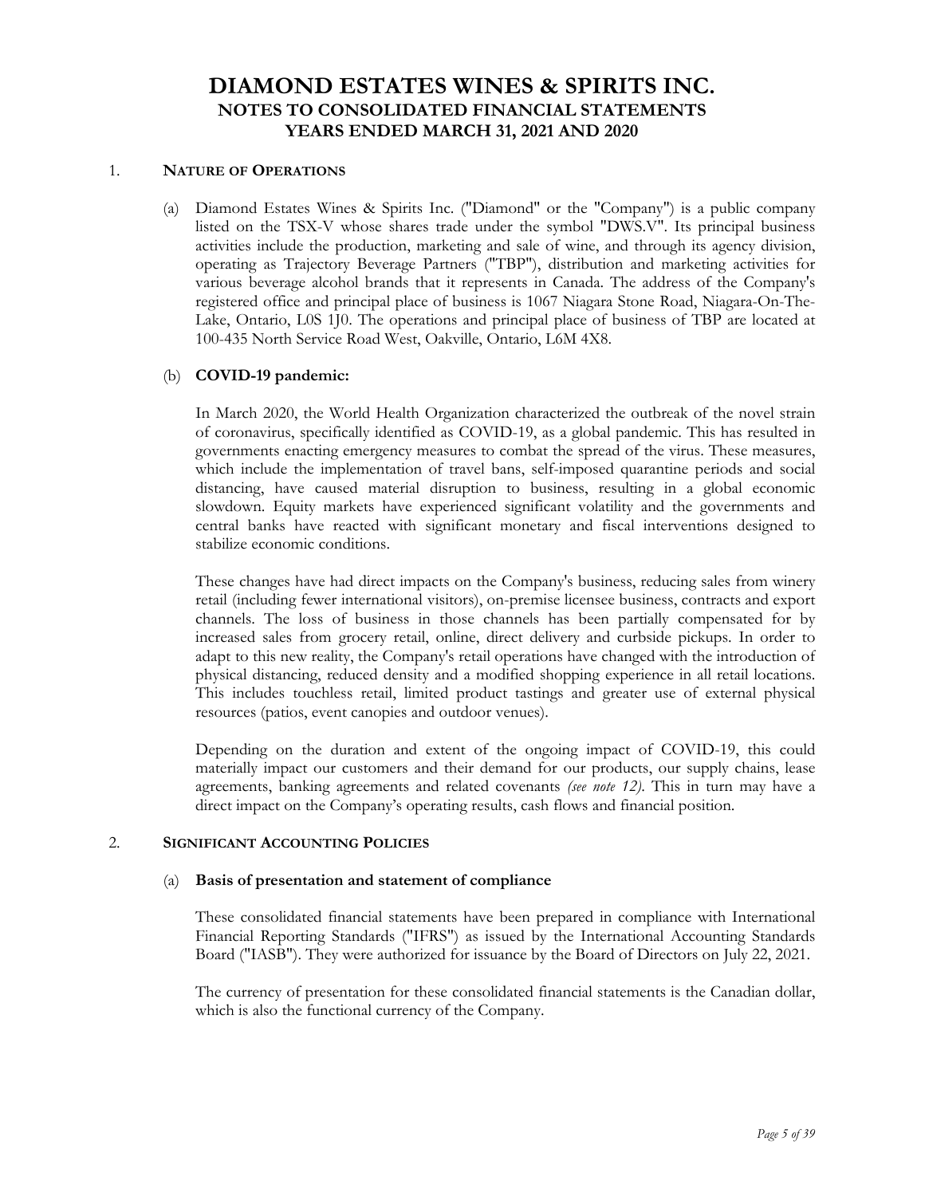# DIAMOND ESTATES WINES & SPIRITS INC.
## NOTES TO CONSOLIDATED FINANCIAL STATEMENTS
## YEARS ENDED MARCH 31, 2021 AND 2020

### 1. NATURE OF OPERATIONS

(a) Diamond Estates Wines & Spirits Inc. ("Diamond" or the "Company") is a public company listed on the TSX-V whose shares trade under the symbol "DWS.V". Its principal business activities include the production, marketing and sale of wine, and through its agency division, operating as Trajectory Beverage Partners ("TBP"), distribution and marketing activities for various beverage alcohol brands that it represents in Canada. The address of the Company's registered office and principal place of business is 1067 Niagara Stone Road, Niagara-On-The-Lake, Ontario, L0S 1J0. The operations and principal place of business of TBP are located at 100-435 North Service Road West, Oakville, Ontario, L6M 4X8.

(b) **COVID-19 pandemic:**

In March 2020, the World Health Organization characterized the outbreak of the novel strain of coronavirus, specifically identified as COVID-19, as a global pandemic. This has resulted in governments enacting emergency measures to combat the spread of the virus. These measures, which include the implementation of travel bans, self-imposed quarantine periods and social distancing, have caused material disruption to business, resulting in a global economic slowdown. Equity markets have experienced significant volatility and the governments and central banks have reacted with significant monetary and fiscal interventions designed to stabilize economic conditions.

These changes have had direct impacts on the Company's business, reducing sales from winery retail (including fewer international visitors), on-premise licensee business, contracts and export channels. The loss of business in those channels has been partially compensated for by increased sales from grocery retail, online, direct delivery and curbside pickups. In order to adapt to this new reality, the Company's retail operations have changed with the introduction of physical distancing, reduced density and a modified shopping experience in all retail locations. This includes touchless retail, limited product tastings and greater use of external physical resources (patios, event canopies and outdoor venues).

Depending on the duration and extent of the ongoing impact of COVID-19, this could materially impact our customers and their demand for our products, our supply chains, lease agreements, banking agreements and related covenants *(see note 12)*. This in turn may have a direct impact on the Company's operating results, cash flows and financial position.

### 2. SIGNIFICANT ACCOUNTING POLICIES

(a) **Basis of presentation and statement of compliance**

These consolidated financial statements have been prepared in compliance with International Financial Reporting Standards ("IFRS") as issued by the International Accounting Standards Board ("IASB"). They were authorized for issuance by the Board of Directors on July 22, 2021.

The currency of presentation for these consolidated financial statements is the Canadian dollar, which is also the functional currency of the Company.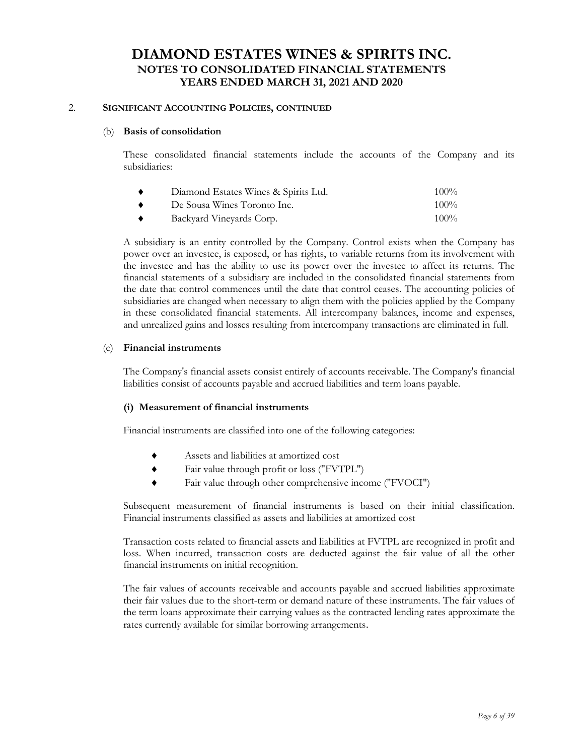## 2. SIGNIFICANT ACCOUNTING POLICIES, CONTINUED

### (b) Basis of consolidation

These consolidated financial statements include the accounts of the Company and its subsidiaries:

| | |
|---|---|
| ♦ Diamond Estates Wines & Spirits Ltd. | 100% |
| ♦ De Sousa Wines Toronto Inc. | 100% |
| ♦ Backyard Vineyards Corp. | 100% |

A subsidiary is an entity controlled by the Company. Control exists when the Company has power over an investee, is exposed, or has rights, to variable returns from its involvement with the investee and has the ability to use its power over the investee to affect its returns. The financial statements of a subsidiary are included in the consolidated financial statements from the date that control commences until the date that control ceases. The accounting policies of subsidiaries are changed when necessary to align them with the policies applied by the Company in these consolidated financial statements. All intercompany balances, income and expenses, and unrealized gains and losses resulting from intercompany transactions are eliminated in full.

### (c) Financial instruments

The Company's financial assets consist entirely of accounts receivable. The Company's financial liabilities consist of accounts payable and accrued liabilities and term loans payable.

**(i) Measurement of financial instruments**

Financial instruments are classified into one of the following categories:

- Assets and liabilities at amortized cost
- Fair value through profit or loss ("FVTPL")
- Fair value through other comprehensive income ("FVOCI")

Subsequent measurement of financial instruments is based on their initial classification. Financial instruments classified as assets and liabilities at amortized cost

Transaction costs related to financial assets and liabilities at FVTPL are recognized in profit and loss. When incurred, transaction costs are deducted against the fair value of all the other financial instruments on initial recognition.

The fair values of accounts receivable and accounts payable and accrued liabilities approximate their fair values due to the short-term or demand nature of these instruments. The fair values of the term loans approximate their carrying values as the contracted lending rates approximate the rates currently available for similar borrowing arrangements.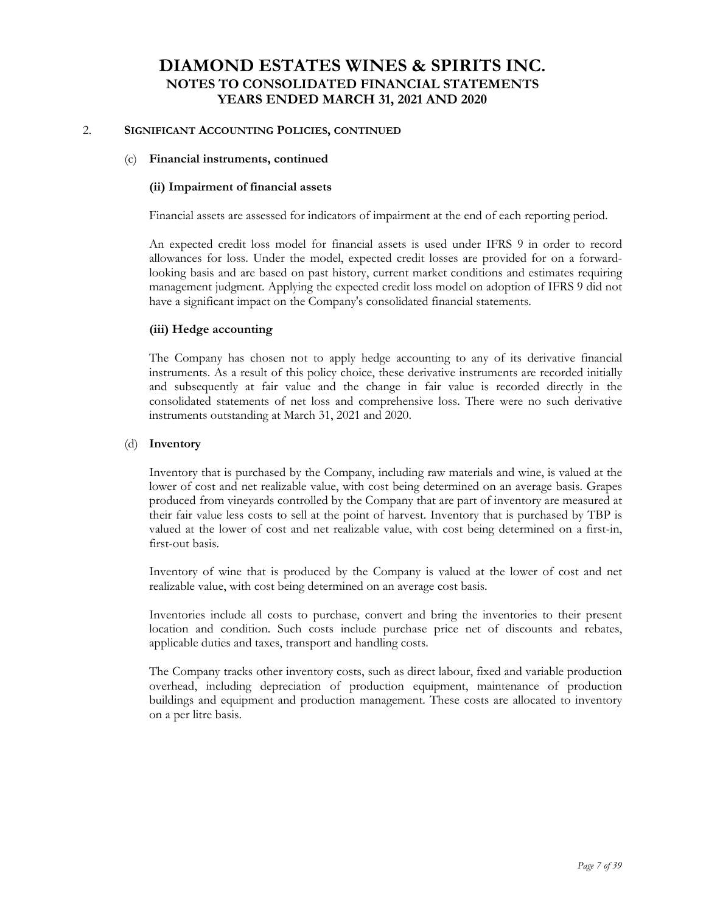## 2. SIGNIFICANT ACCOUNTING POLICIES, CONTINUED

### (c) Financial instruments, continued

#### (ii) Impairment of financial assets

Financial assets are assessed for indicators of impairment at the end of each reporting period.

An expected credit loss model for financial assets is used under IFRS 9 in order to record allowances for loss. Under the model, expected credit losses are provided for on a forward-looking basis and are based on past history, current market conditions and estimates requiring management judgment. Applying the expected credit loss model on adoption of IFRS 9 did not have a significant impact on the Company's consolidated financial statements.

#### (iii) Hedge accounting

The Company has chosen not to apply hedge accounting to any of its derivative financial instruments. As a result of this policy choice, these derivative instruments are recorded initially and subsequently at fair value and the change in fair value is recorded directly in the consolidated statements of net loss and comprehensive loss. There were no such derivative instruments outstanding at March 31, 2021 and 2020.

### (d) Inventory

Inventory that is purchased by the Company, including raw materials and wine, is valued at the lower of cost and net realizable value, with cost being determined on an average basis. Grapes produced from vineyards controlled by the Company that are part of inventory are measured at their fair value less costs to sell at the point of harvest. Inventory that is purchased by TBP is valued at the lower of cost and net realizable value, with cost being determined on a first-in, first-out basis.

Inventory of wine that is produced by the Company is valued at the lower of cost and net realizable value, with cost being determined on an average cost basis.

Inventories include all costs to purchase, convert and bring the inventories to their present location and condition. Such costs include purchase price net of discounts and rebates, applicable duties and taxes, transport and handling costs.

The Company tracks other inventory costs, such as direct labour, fixed and variable production overhead, including depreciation of production equipment, maintenance of production buildings and equipment and production management. These costs are allocated to inventory on a per litre basis.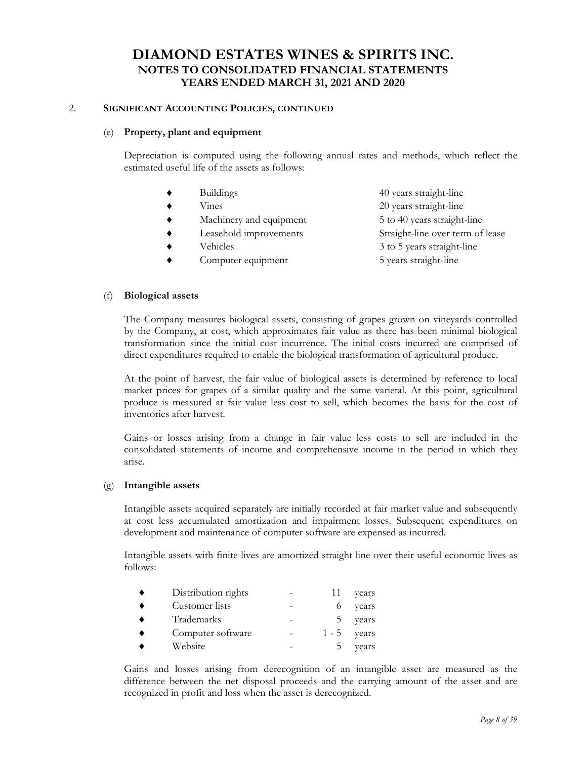## 2. SIGNIFICANT ACCOUNTING POLICIES, CONTINUED

### (e) Property, plant and equipment

Depreciation is computed using the following annual rates and methods, which reflect the estimated useful life of the assets as follows:

| | |
|---|---|
| ♦ Buildings | 40 years straight-line |
| ♦ Vines | 20 years straight-line |
| ♦ Machinery and equipment | 5 to 40 years straight-line |
| ♦ Leasehold improvements | Straight-line over term of lease |
| ♦ Vehicles | 3 to 5 years straight-line |
| ♦ Computer equipment | 5 years straight-line |

### (f) Biological assets

The Company measures biological assets, consisting of grapes grown on vineyards controlled by the Company, at cost, which approximates fair value as there has been minimal biological transformation since the initial cost incurrence. The initial costs incurred are comprised of direct expenditures required to enable the biological transformation of agricultural produce.

At the point of harvest, the fair value of biological assets is determined by reference to local market prices for grapes of a similar quality and the same varietal. At this point, agricultural produce is measured at fair value less cost to sell, which becomes the basis for the cost of inventories after harvest.

Gains or losses arising from a change in fair value less costs to sell are included in the consolidated statements of income and comprehensive income in the period in which they arise.

### (g) Intangible assets

Intangible assets acquired separately are initially recorded at fair market value and subsequently at cost less accumulated amortization and impairment losses. Subsequent expenditures on development and maintenance of computer software are expensed as incurred.

Intangible assets with finite lives are amortized straight line over their useful economic lives as follows:

| | | | |
|---|---|---|---|
| ♦ Distribution rights | - | 11 | years |
| ♦ Customer lists | - | 6 | years |
| ♦ Trademarks | - | 5 | years |
| ♦ Computer software | - | 1 - 5 | years |
| ♦ Website | - | 5 | years |

Gains and losses arising from derecognition of an intangible asset are measured as the difference between the net disposal proceeds and the carrying amount of the asset and are recognized in profit and loss when the asset is derecognized.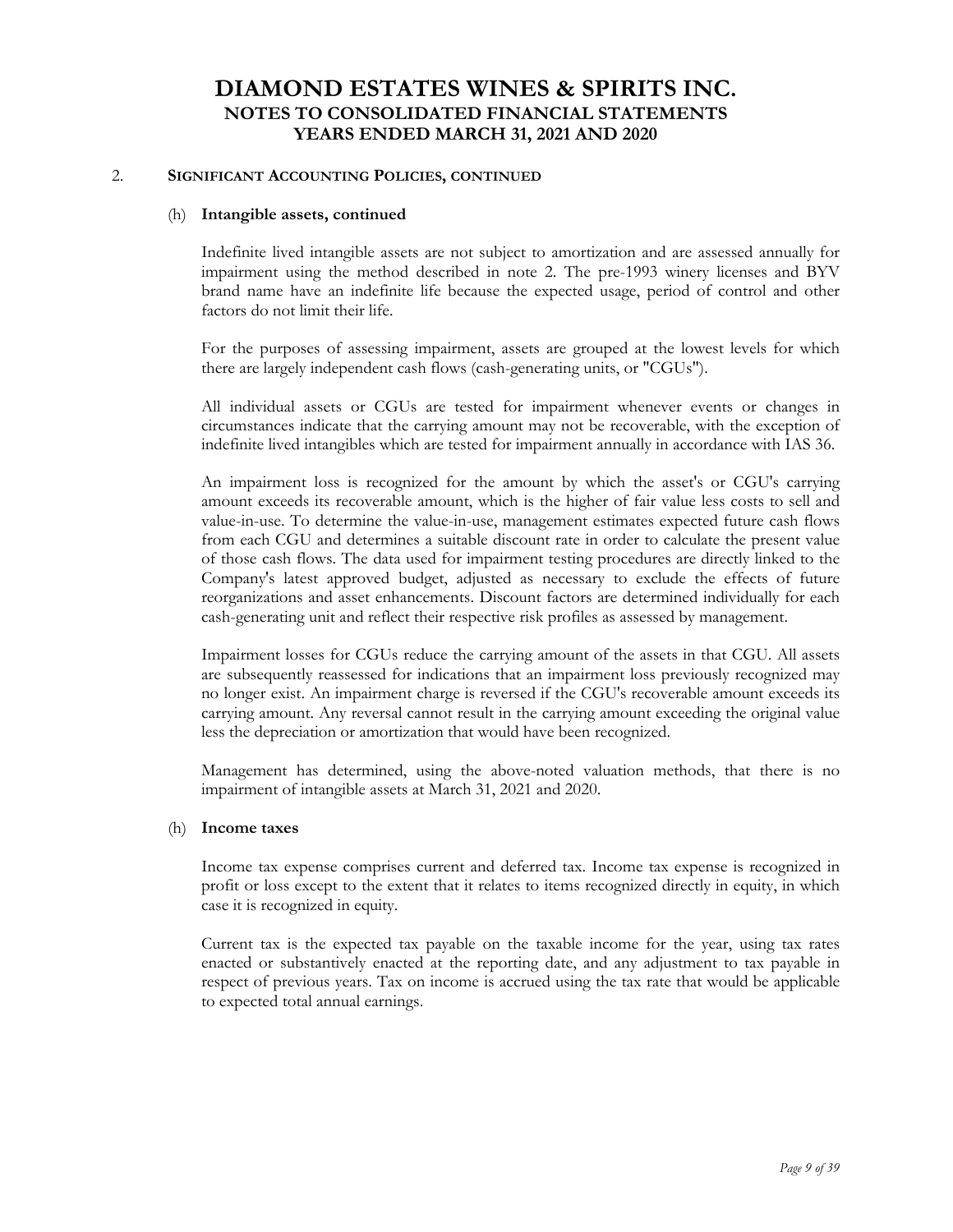## 2. SIGNIFICANT ACCOUNTING POLICIES, CONTINUED

### (h) Intangible assets, continued

Indefinite lived intangible assets are not subject to amortization and are assessed annually for impairment using the method described in note 2. The pre-1993 winery licenses and BYV brand name have an indefinite life because the expected usage, period of control and other factors do not limit their life.

For the purposes of assessing impairment, assets are grouped at the lowest levels for which there are largely independent cash flows (cash-generating units, or "CGUs").

All individual assets or CGUs are tested for impairment whenever events or changes in circumstances indicate that the carrying amount may not be recoverable, with the exception of indefinite lived intangibles which are tested for impairment annually in accordance with IAS 36.

An impairment loss is recognized for the amount by which the asset's or CGU's carrying amount exceeds its recoverable amount, which is the higher of fair value less costs to sell and value-in-use. To determine the value-in-use, management estimates expected future cash flows from each CGU and determines a suitable discount rate in order to calculate the present value of those cash flows. The data used for impairment testing procedures are directly linked to the Company's latest approved budget, adjusted as necessary to exclude the effects of future reorganizations and asset enhancements. Discount factors are determined individually for each cash-generating unit and reflect their respective risk profiles as assessed by management.

Impairment losses for CGUs reduce the carrying amount of the assets in that CGU. All assets are subsequently reassessed for indications that an impairment loss previously recognized may no longer exist. An impairment charge is reversed if the CGU's recoverable amount exceeds its carrying amount. Any reversal cannot result in the carrying amount exceeding the original value less the depreciation or amortization that would have been recognized.

Management has determined, using the above-noted valuation methods, that there is no impairment of intangible assets at March 31, 2021 and 2020.

### (h) Income taxes

Income tax expense comprises current and deferred tax. Income tax expense is recognized in profit or loss except to the extent that it relates to items recognized directly in equity, in which case it is recognized in equity.

Current tax is the expected tax payable on the taxable income for the year, using tax rates enacted or substantively enacted at the reporting date, and any adjustment to tax payable in respect of previous years. Tax on income is accrued using the tax rate that would be applicable to expected total annual earnings.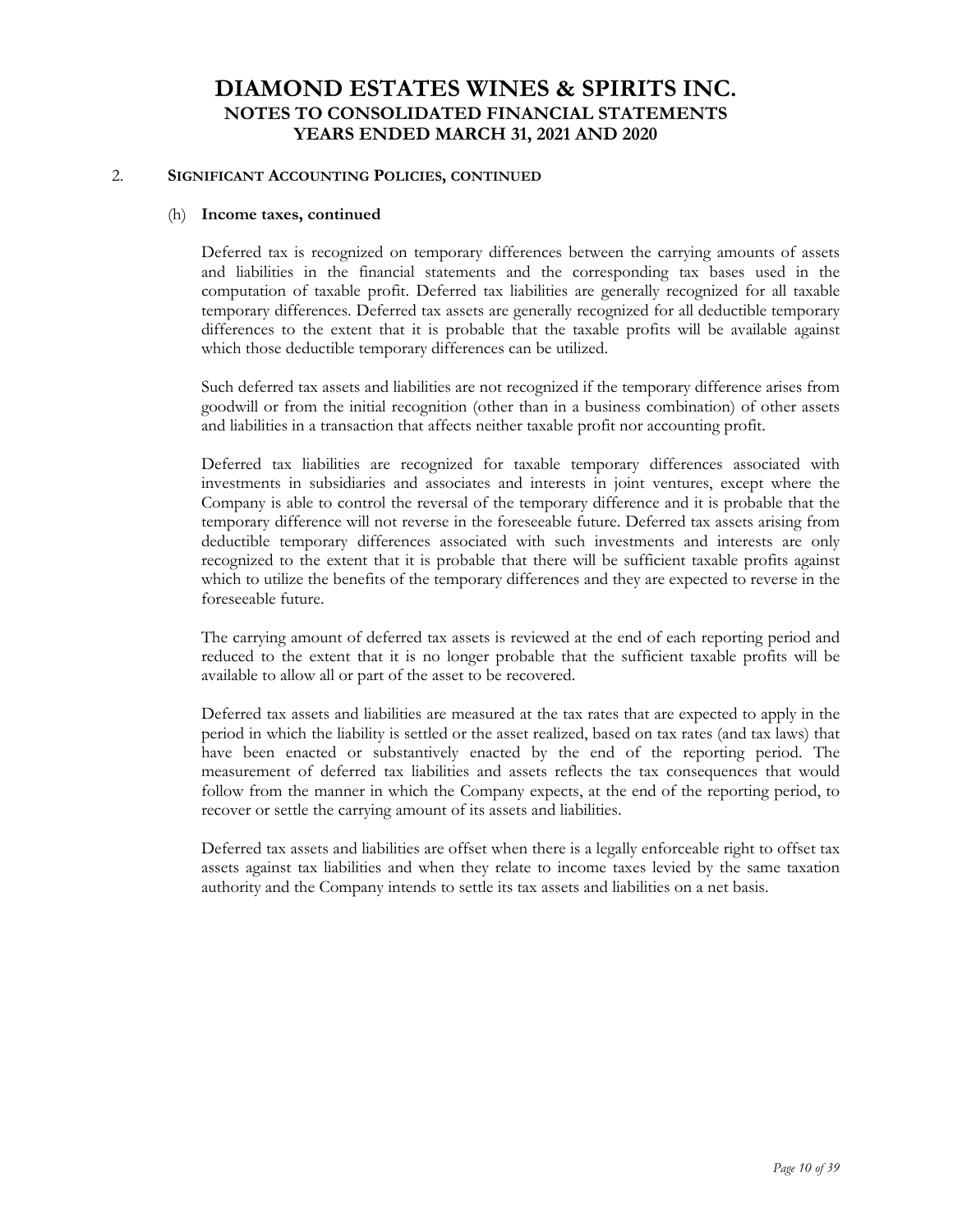## 2. Significant Accounting Policies, continued

### (h) Income taxes, continued

Deferred tax is recognized on temporary differences between the carrying amounts of assets and liabilities in the financial statements and the corresponding tax bases used in the computation of taxable profit. Deferred tax liabilities are generally recognized for all taxable temporary differences. Deferred tax assets are generally recognized for all deductible temporary differences to the extent that it is probable that the taxable profits will be available against which those deductible temporary differences can be utilized.

Such deferred tax assets and liabilities are not recognized if the temporary difference arises from goodwill or from the initial recognition (other than in a business combination) of other assets and liabilities in a transaction that affects neither taxable profit nor accounting profit.

Deferred tax liabilities are recognized for taxable temporary differences associated with investments in subsidiaries and associates and interests in joint ventures, except where the Company is able to control the reversal of the temporary difference and it is probable that the temporary difference will not reverse in the foreseeable future. Deferred tax assets arising from deductible temporary differences associated with such investments and interests are only recognized to the extent that it is probable that there will be sufficient taxable profits against which to utilize the benefits of the temporary differences and they are expected to reverse in the foreseeable future.

The carrying amount of deferred tax assets is reviewed at the end of each reporting period and reduced to the extent that it is no longer probable that the sufficient taxable profits will be available to allow all or part of the asset to be recovered.

Deferred tax assets and liabilities are measured at the tax rates that are expected to apply in the period in which the liability is settled or the asset realized, based on tax rates (and tax laws) that have been enacted or substantively enacted by the end of the reporting period. The measurement of deferred tax liabilities and assets reflects the tax consequences that would follow from the manner in which the Company expects, at the end of the reporting period, to recover or settle the carrying amount of its assets and liabilities.

Deferred tax assets and liabilities are offset when there is a legally enforceable right to offset tax assets against tax liabilities and when they relate to income taxes levied by the same taxation authority and the Company intends to settle its tax assets and liabilities on a net basis.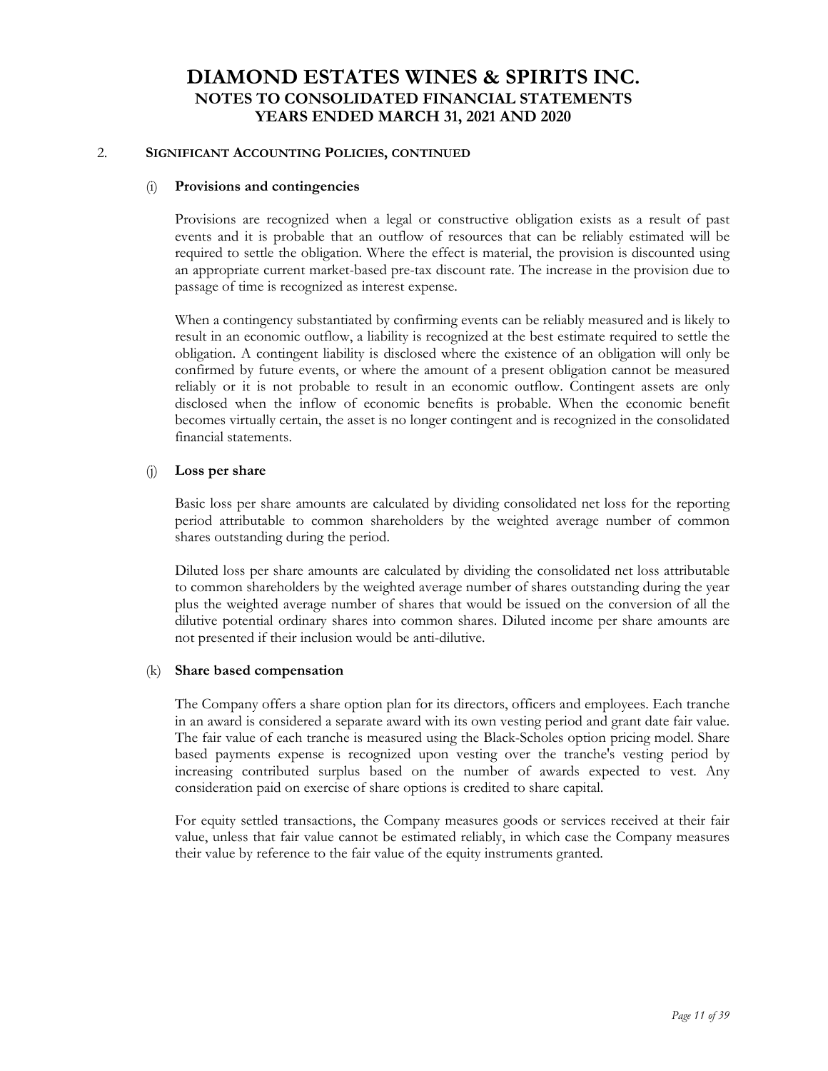## 2. SIGNIFICANT ACCOUNTING POLICIES, CONTINUED

### (i) Provisions and contingencies

Provisions are recognized when a legal or constructive obligation exists as a result of past events and it is probable that an outflow of resources that can be reliably estimated will be required to settle the obligation. Where the effect is material, the provision is discounted using an appropriate current market-based pre-tax discount rate. The increase in the provision due to passage of time is recognized as interest expense.

When a contingency substantiated by confirming events can be reliably measured and is likely to result in an economic outflow, a liability is recognized at the best estimate required to settle the obligation. A contingent liability is disclosed where the existence of an obligation will only be confirmed by future events, or where the amount of a present obligation cannot be measured reliably or it is not probable to result in an economic outflow. Contingent assets are only disclosed when the inflow of economic benefits is probable. When the economic benefit becomes virtually certain, the asset is no longer contingent and is recognized in the consolidated financial statements.

### (j) Loss per share

Basic loss per share amounts are calculated by dividing consolidated net loss for the reporting period attributable to common shareholders by the weighted average number of common shares outstanding during the period.

Diluted loss per share amounts are calculated by dividing the consolidated net loss attributable to common shareholders by the weighted average number of shares outstanding during the year plus the weighted average number of shares that would be issued on the conversion of all the dilutive potential ordinary shares into common shares. Diluted income per share amounts are not presented if their inclusion would be anti-dilutive.

### (k) Share based compensation

The Company offers a share option plan for its directors, officers and employees. Each tranche in an award is considered a separate award with its own vesting period and grant date fair value. The fair value of each tranche is measured using the Black-Scholes option pricing model. Share based payments expense is recognized upon vesting over the tranche's vesting period by increasing contributed surplus based on the number of awards expected to vest. Any consideration paid on exercise of share options is credited to share capital.

For equity settled transactions, the Company measures goods or services received at their fair value, unless that fair value cannot be estimated reliably, in which case the Company measures their value by reference to the fair value of the equity instruments granted.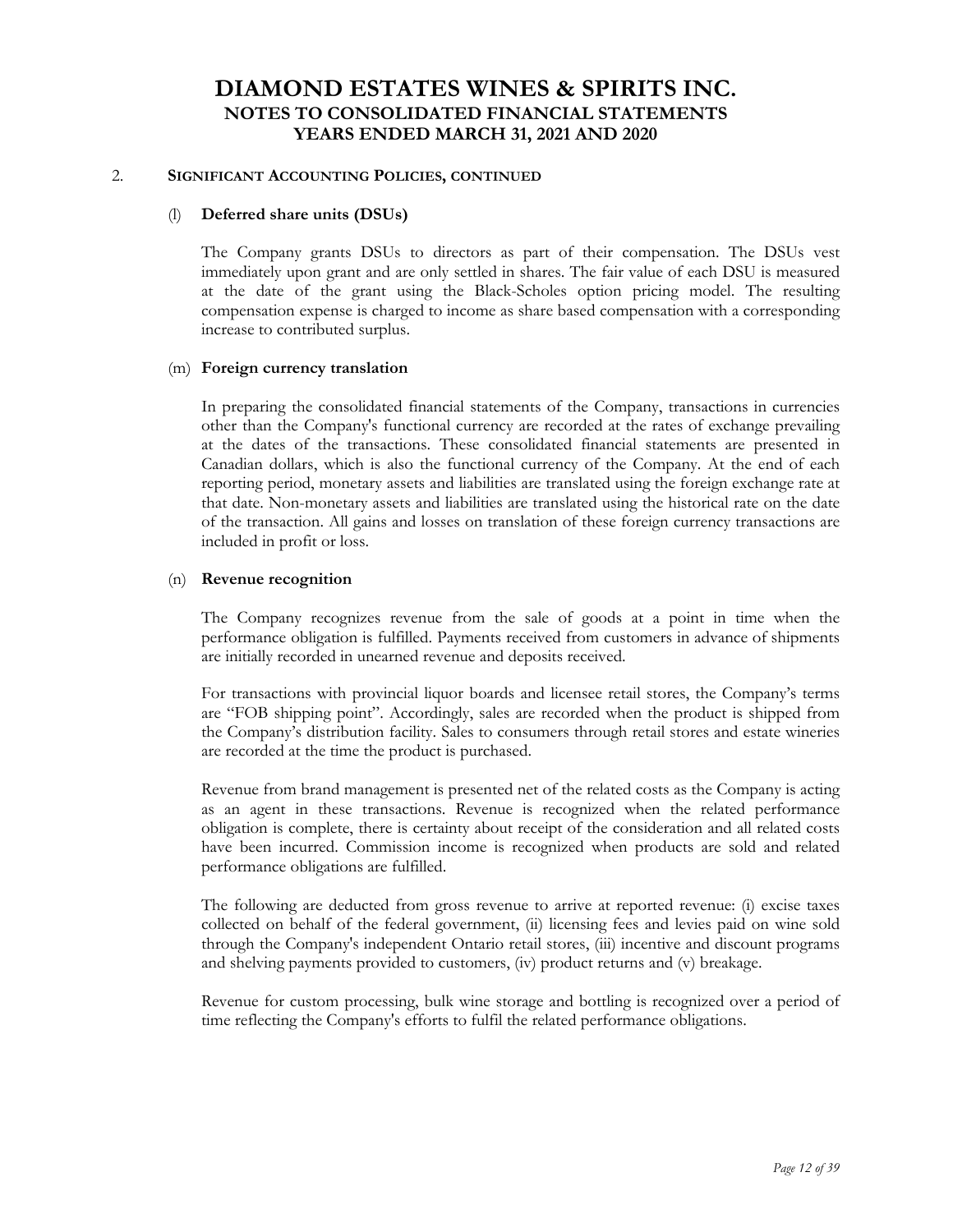## 2. SIGNIFICANT ACCOUNTING POLICIES, CONTINUED

### (l) Deferred share units (DSUs)

The Company grants DSUs to directors as part of their compensation. The DSUs vest immediately upon grant and are only settled in shares. The fair value of each DSU is measured at the date of the grant using the Black-Scholes option pricing model. The resulting compensation expense is charged to income as share based compensation with a corresponding increase to contributed surplus.

### (m) Foreign currency translation

In preparing the consolidated financial statements of the Company, transactions in currencies other than the Company's functional currency are recorded at the rates of exchange prevailing at the dates of the transactions. These consolidated financial statements are presented in Canadian dollars, which is also the functional currency of the Company. At the end of each reporting period, monetary assets and liabilities are translated using the foreign exchange rate at that date. Non-monetary assets and liabilities are translated using the historical rate on the date of the transaction. All gains and losses on translation of these foreign currency transactions are included in profit or loss.

### (n) Revenue recognition

The Company recognizes revenue from the sale of goods at a point in time when the performance obligation is fulfilled. Payments received from customers in advance of shipments are initially recorded in unearned revenue and deposits received.

For transactions with provincial liquor boards and licensee retail stores, the Company's terms are "FOB shipping point". Accordingly, sales are recorded when the product is shipped from the Company's distribution facility. Sales to consumers through retail stores and estate wineries are recorded at the time the product is purchased.

Revenue from brand management is presented net of the related costs as the Company is acting as an agent in these transactions. Revenue is recognized when the related performance obligation is complete, there is certainty about receipt of the consideration and all related costs have been incurred. Commission income is recognized when products are sold and related performance obligations are fulfilled.

The following are deducted from gross revenue to arrive at reported revenue: (i) excise taxes collected on behalf of the federal government, (ii) licensing fees and levies paid on wine sold through the Company's independent Ontario retail stores, (iii) incentive and discount programs and shelving payments provided to customers, (iv) product returns and (v) breakage.

Revenue for custom processing, bulk wine storage and bottling is recognized over a period of time reflecting the Company's efforts to fulfil the related performance obligations.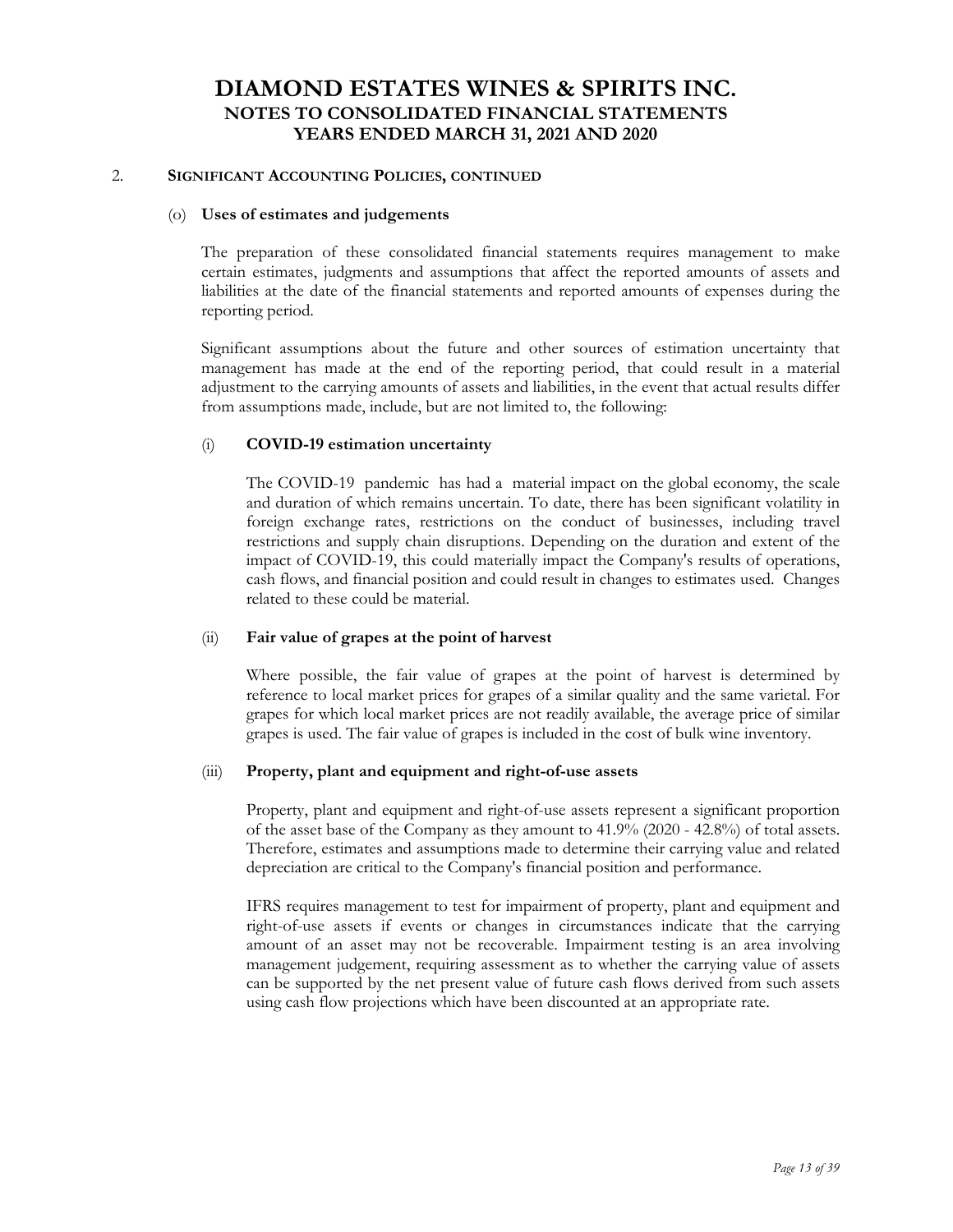## 2. SIGNIFICANT ACCOUNTING POLICIES, CONTINUED

### (o) Uses of estimates and judgements

The preparation of these consolidated financial statements requires management to make certain estimates, judgments and assumptions that affect the reported amounts of assets and liabilities at the date of the financial statements and reported amounts of expenses during the reporting period.

Significant assumptions about the future and other sources of estimation uncertainty that management has made at the end of the reporting period, that could result in a material adjustment to the carrying amounts of assets and liabilities, in the event that actual results differ from assumptions made, include, but are not limited to, the following:

#### (i) COVID-19 estimation uncertainty

The COVID-19 pandemic has had a material impact on the global economy, the scale and duration of which remains uncertain. To date, there has been significant volatility in foreign exchange rates, restrictions on the conduct of businesses, including travel restrictions and supply chain disruptions. Depending on the duration and extent of the impact of COVID-19, this could materially impact the Company's results of operations, cash flows, and financial position and could result in changes to estimates used. Changes related to these could be material.

#### (ii) Fair value of grapes at the point of harvest

Where possible, the fair value of grapes at the point of harvest is determined by reference to local market prices for grapes of a similar quality and the same varietal. For grapes for which local market prices are not readily available, the average price of similar grapes is used. The fair value of grapes is included in the cost of bulk wine inventory.

#### (iii) Property, plant and equipment and right-of-use assets

Property, plant and equipment and right-of-use assets represent a significant proportion of the asset base of the Company as they amount to 41.9% (2020 - 42.8%) of total assets. Therefore, estimates and assumptions made to determine their carrying value and related depreciation are critical to the Company's financial position and performance.

IFRS requires management to test for impairment of property, plant and equipment and right-of-use assets if events or changes in circumstances indicate that the carrying amount of an asset may not be recoverable. Impairment testing is an area involving management judgement, requiring assessment as to whether the carrying value of assets can be supported by the net present value of future cash flows derived from such assets using cash flow projections which have been discounted at an appropriate rate.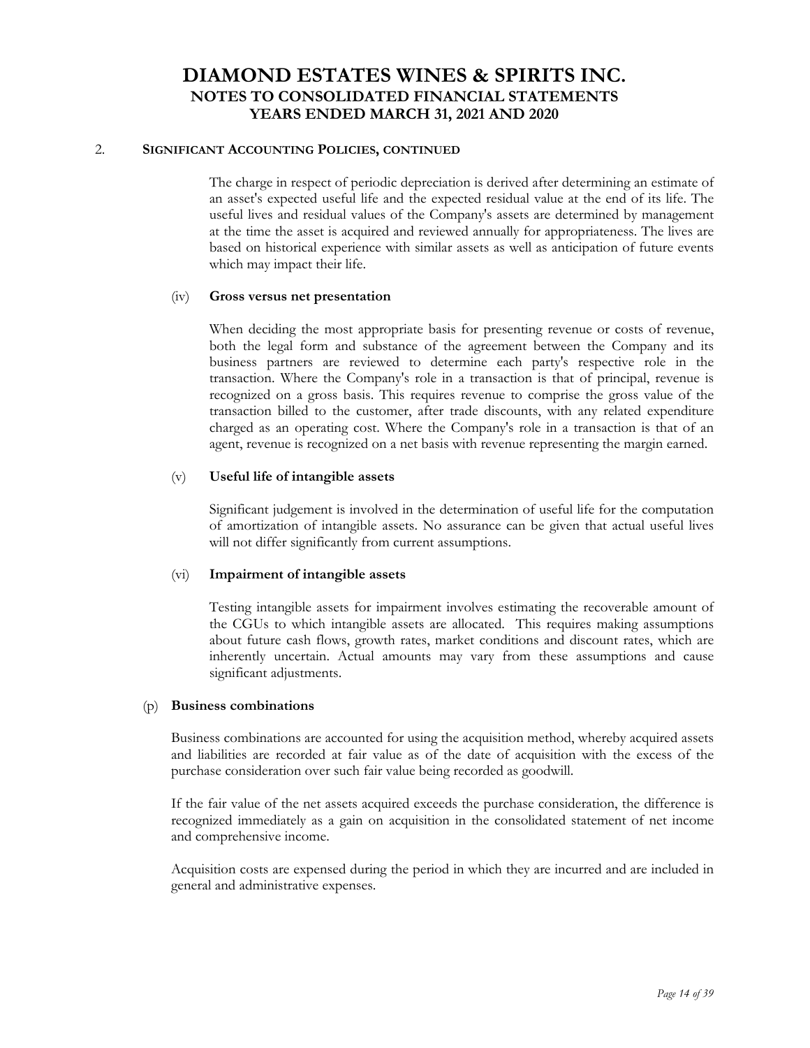## 2. SIGNIFICANT ACCOUNTING POLICIES, CONTINUED

The charge in respect of periodic depreciation is derived after determining an estimate of an asset's expected useful life and the expected residual value at the end of its life. The useful lives and residual values of the Company's assets are determined by management at the time the asset is acquired and reviewed annually for appropriateness. The lives are based on historical experience with similar assets as well as anticipation of future events which may impact their life.

(iv) **Gross versus net presentation**

When deciding the most appropriate basis for presenting revenue or costs of revenue, both the legal form and substance of the agreement between the Company and its business partners are reviewed to determine each party's respective role in the transaction. Where the Company's role in a transaction is that of principal, revenue is recognized on a gross basis. This requires revenue to comprise the gross value of the transaction billed to the customer, after trade discounts, with any related expenditure charged as an operating cost. Where the Company's role in a transaction is that of an agent, revenue is recognized on a net basis with revenue representing the margin earned.

(v) **Useful life of intangible assets**

Significant judgement is involved in the determination of useful life for the computation of amortization of intangible assets. No assurance can be given that actual useful lives will not differ significantly from current assumptions.

(vi) **Impairment of intangible assets**

Testing intangible assets for impairment involves estimating the recoverable amount of the CGUs to which intangible assets are allocated. This requires making assumptions about future cash flows, growth rates, market conditions and discount rates, which are inherently uncertain. Actual amounts may vary from these assumptions and cause significant adjustments.

(p) **Business combinations**

Business combinations are accounted for using the acquisition method, whereby acquired assets and liabilities are recorded at fair value as of the date of acquisition with the excess of the purchase consideration over such fair value being recorded as goodwill.

If the fair value of the net assets acquired exceeds the purchase consideration, the difference is recognized immediately as a gain on acquisition in the consolidated statement of net income and comprehensive income.

Acquisition costs are expensed during the period in which they are incurred and are included in general and administrative expenses.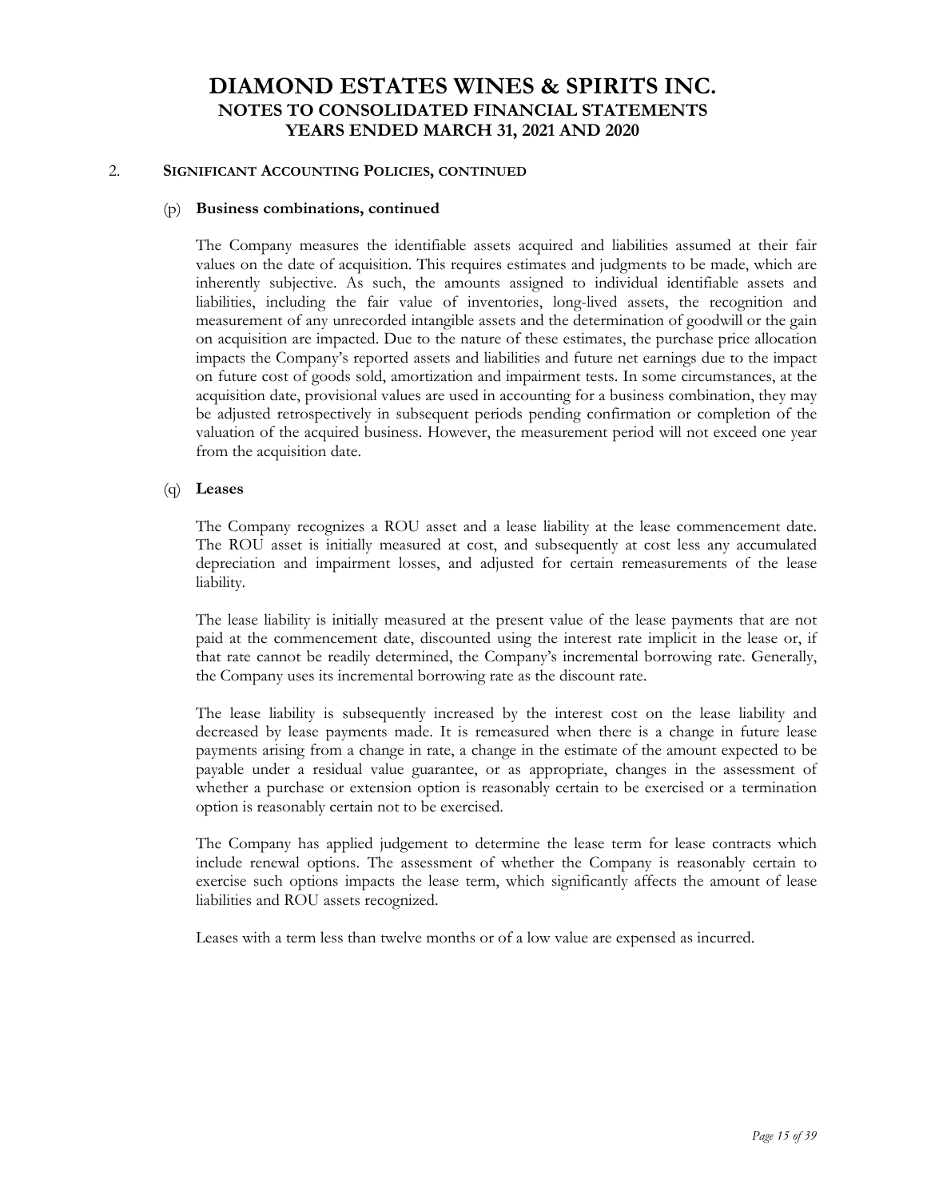# DIAMOND ESTATES WINES & SPIRITS INC.
## NOTES TO CONSOLIDATED FINANCIAL STATEMENTS
## YEARS ENDED MARCH 31, 2021 AND 2020

2. **SIGNIFICANT ACCOUNTING POLICIES, CONTINUED**

(p) **Business combinations, continued**

The Company measures the identifiable assets acquired and liabilities assumed at their fair values on the date of acquisition. This requires estimates and judgments to be made, which are inherently subjective. As such, the amounts assigned to individual identifiable assets and liabilities, including the fair value of inventories, long-lived assets, the recognition and measurement of any unrecorded intangible assets and the determination of goodwill or the gain on acquisition are impacted. Due to the nature of these estimates, the purchase price allocation impacts the Company's reported assets and liabilities and future net earnings due to the impact on future cost of goods sold, amortization and impairment tests. In some circumstances, at the acquisition date, provisional values are used in accounting for a business combination, they may be adjusted retrospectively in subsequent periods pending confirmation or completion of the valuation of the acquired business. However, the measurement period will not exceed one year from the acquisition date.

(q) **Leases**

The Company recognizes a ROU asset and a lease liability at the lease commencement date. The ROU asset is initially measured at cost, and subsequently at cost less any accumulated depreciation and impairment losses, and adjusted for certain remeasurements of the lease liability.

The lease liability is initially measured at the present value of the lease payments that are not paid at the commencement date, discounted using the interest rate implicit in the lease or, if that rate cannot be readily determined, the Company's incremental borrowing rate. Generally, the Company uses its incremental borrowing rate as the discount rate.

The lease liability is subsequently increased by the interest cost on the lease liability and decreased by lease payments made. It is remeasured when there is a change in future lease payments arising from a change in rate, a change in the estimate of the amount expected to be payable under a residual value guarantee, or as appropriate, changes in the assessment of whether a purchase or extension option is reasonably certain to be exercised or a termination option is reasonably certain not to be exercised.

The Company has applied judgement to determine the lease term for lease contracts which include renewal options. The assessment of whether the Company is reasonably certain to exercise such options impacts the lease term, which significantly affects the amount of lease liabilities and ROU assets recognized.

Leases with a term less than twelve months or of a low value are expensed as incurred.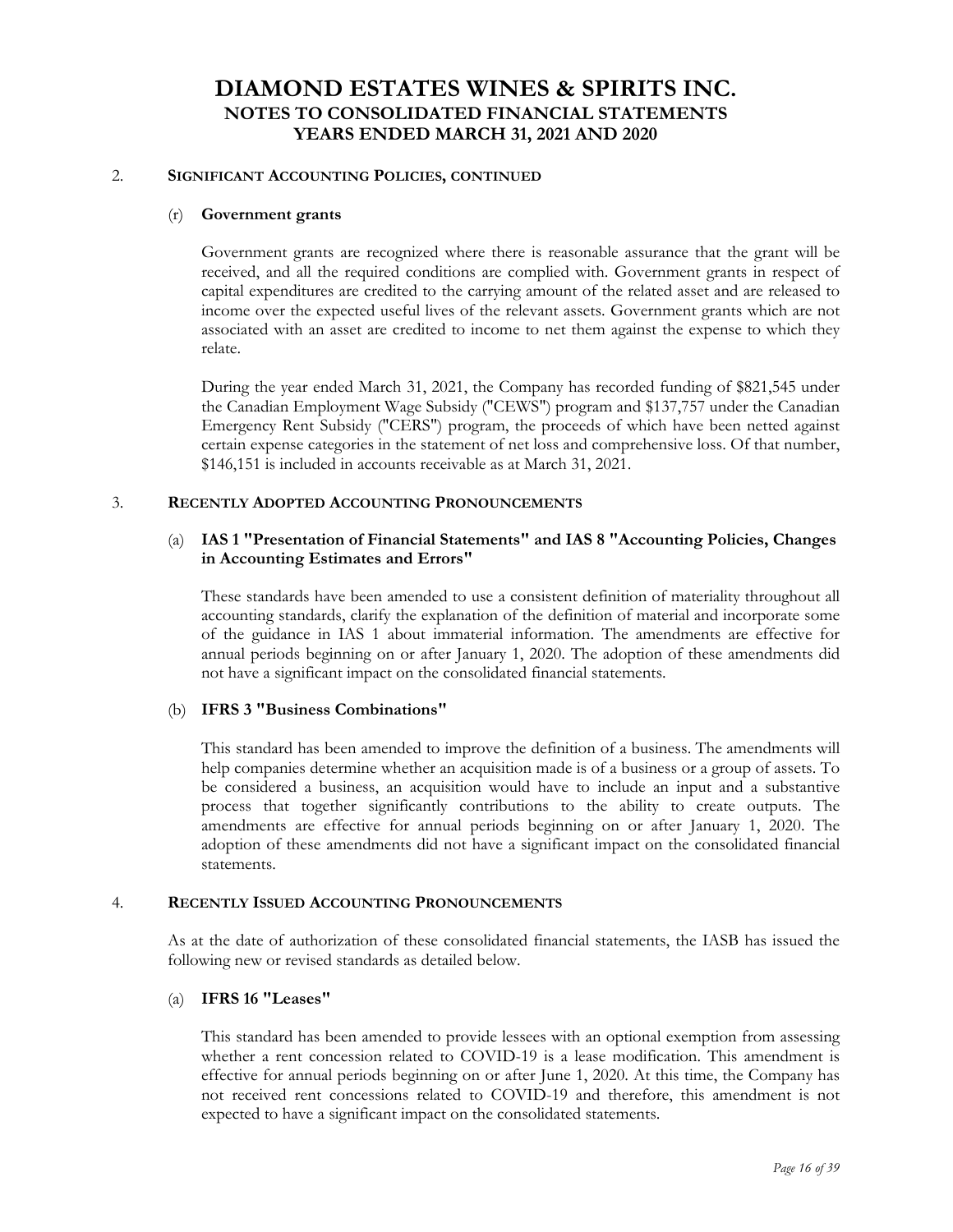## 2. SIGNIFICANT ACCOUNTING POLICIES, CONTINUED

### (r) Government grants

Government grants are recognized where there is reasonable assurance that the grant will be received, and all the required conditions are complied with. Government grants in respect of capital expenditures are credited to the carrying amount of the related asset and are released to income over the expected useful lives of the relevant assets. Government grants which are not associated with an asset are credited to income to net them against the expense to which they relate.

During the year ended March 31, 2021, the Company has recorded funding of $821,545 under the Canadian Employment Wage Subsidy ("CEWS") program and $137,757 under the Canadian Emergency Rent Subsidy ("CERS") program, the proceeds of which have been netted against certain expense categories in the statement of net loss and comprehensive loss. Of that number, $146,151 is included in accounts receivable as at March 31, 2021.

## 3. RECENTLY ADOPTED ACCOUNTING PRONOUNCEMENTS

### (a) IAS 1 "Presentation of Financial Statements" and IAS 8 "Accounting Policies, Changes in Accounting Estimates and Errors"

These standards have been amended to use a consistent definition of materiality throughout all accounting standards, clarify the explanation of the definition of material and incorporate some of the guidance in IAS 1 about immaterial information. The amendments are effective for annual periods beginning on or after January 1, 2020. The adoption of these amendments did not have a significant impact on the consolidated financial statements.

### (b) IFRS 3 "Business Combinations"

This standard has been amended to improve the definition of a business. The amendments will help companies determine whether an acquisition made is of a business or a group of assets. To be considered a business, an acquisition would have to include an input and a substantive process that together significantly contributions to the ability to create outputs. The amendments are effective for annual periods beginning on or after January 1, 2020. The adoption of these amendments did not have a significant impact on the consolidated financial statements.

## 4. RECENTLY ISSUED ACCOUNTING PRONOUNCEMENTS

As at the date of authorization of these consolidated financial statements, the IASB has issued the following new or revised standards as detailed below.

### (a) IFRS 16 "Leases"

This standard has been amended to provide lessees with an optional exemption from assessing whether a rent concession related to COVID-19 is a lease modification. This amendment is effective for annual periods beginning on or after June 1, 2020. At this time, the Company has not received rent concessions related to COVID-19 and therefore, this amendment is not expected to have a significant impact on the consolidated statements.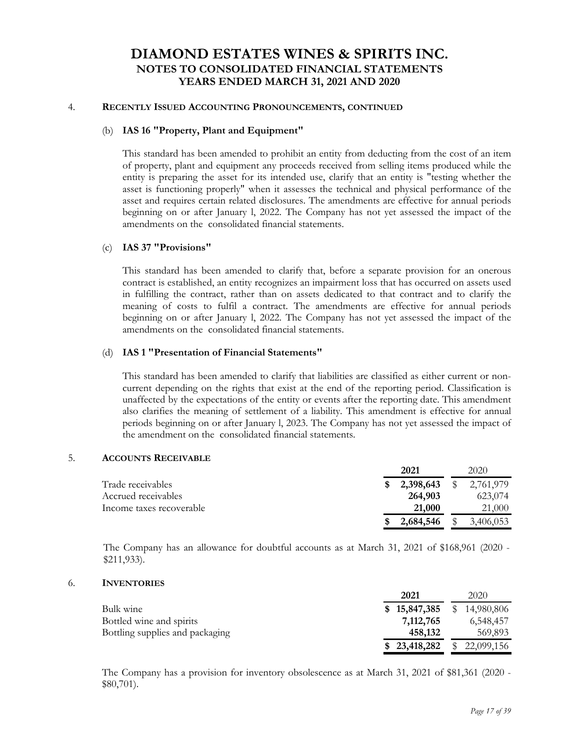# DIAMOND ESTATES WINES & SPIRITS INC.
## NOTES TO CONSOLIDATED FINANCIAL STATEMENTS
## YEARS ENDED MARCH 31, 2021 AND 2020

### 4. RECENTLY ISSUED ACCOUNTING PRONOUNCEMENTS, CONTINUED

#### (b) IAS 16 "Property, Plant and Equipment"

This standard has been amended to prohibit an entity from deducting from the cost of an item of property, plant and equipment any proceeds received from selling items produced while the entity is preparing the asset for its intended use, clarify that an entity is "testing whether the asset is functioning properly" when it assesses the technical and physical performance of the asset and requires certain related disclosures. The amendments are effective for annual periods beginning on or after January l, 2022. The Company has not yet assessed the impact of the amendments on the consolidated financial statements.

#### (c) IAS 37 "Provisions"

This standard has been amended to clarify that, before a separate provision for an onerous contract is established, an entity recognizes an impairment loss that has occurred on assets used in fulfilling the contract, rather than on assets dedicated to that contract and to clarify the meaning of costs to fulfil a contract. The amendments are effective for annual periods beginning on or after January l, 2022. The Company has not yet assessed the impact of the amendments on the consolidated financial statements.

#### (d) IAS 1 "Presentation of Financial Statements"

This standard has been amended to clarify that liabilities are classified as either current or non-current depending on the rights that exist at the end of the reporting period. Classification is unaffected by the expectations of the entity or events after the reporting date. This amendment also clarifies the meaning of settlement of a liability. This amendment is effective for annual periods beginning on or after January l, 2023. The Company has not yet assessed the impact of the amendment on the consolidated financial statements.

### 5. ACCOUNTS RECEIVABLE

| | **2021** | 2020 |
|---|---|---|
| Trade receivables | **$ 2,398,643** | $ 2,761,979 |
| Accrued receivables | **264,903** | 623,074 |
| Income taxes recoverable | **21,000** | 21,000 |
| | **$ 2,684,546** | $ 3,406,053 |

The Company has an allowance for doubtful accounts as at March 31, 2021 of $168,961 (2020 - $211,933).

### 6. INVENTORIES

| | **2021** | 2020 |
|---|---|---|
| Bulk wine | **$ 15,847,385** | $ 14,980,806 |
| Bottled wine and spirits | **7,112,765** | 6,548,457 |
| Bottling supplies and packaging | **458,132** | 569,893 |
| | **$ 23,418,282** | $ 22,099,156 |

The Company has a provision for inventory obsolescence as at March 31, 2021 of $81,361 (2020 - $80,701).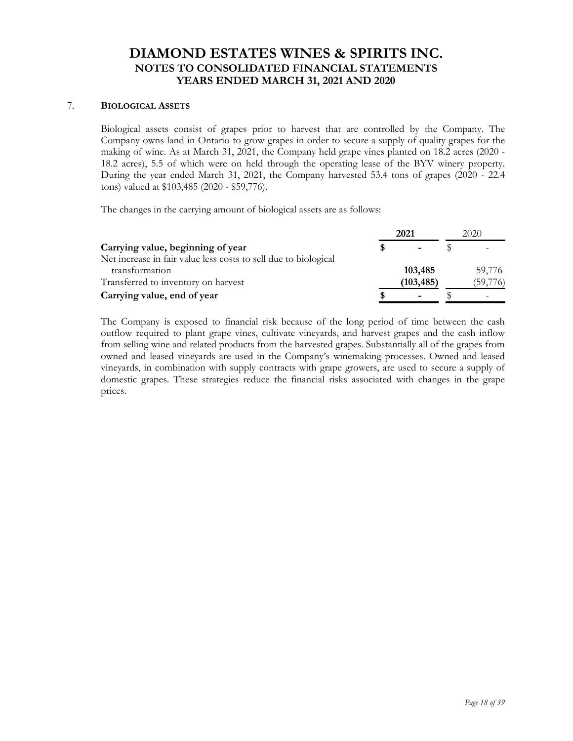# DIAMOND ESTATES WINES & SPIRITS INC.
## NOTES TO CONSOLIDATED FINANCIAL STATEMENTS
## YEARS ENDED MARCH 31, 2021 AND 2020

### 7. BIOLOGICAL ASSETS

Biological assets consist of grapes prior to harvest that are controlled by the Company. The Company owns land in Ontario to grow grapes in order to secure a supply of quality grapes for the making of wine. As at March 31, 2021, the Company held grape vines planted on 18.2 acres (2020 - 18.2 acres), 5.5 of which were on held through the operating lease of the BYV winery property. During the year ended March 31, 2021, the Company harvested 53.4 tons of grapes (2020 - 22.4 tons) valued at $103,485 (2020 - $59,776).

The changes in the carrying amount of biological assets are as follows:

| | 2021 | 2020 |
|---|---|---|
| **Carrying value, beginning of year** | **$ -** | $ - |
| Net increase in fair value less costs to sell due to biological transformation | **103,485** | 59,776 |
| Transferred to inventory on harvest | **(103,485)** | (59,776) |
| **Carrying value, end of year** | **$ -** | $ - |

The Company is exposed to financial risk because of the long period of time between the cash outflow required to plant grape vines, cultivate vineyards, and harvest grapes and the cash inflow from selling wine and related products from the harvested grapes. Substantially all of the grapes from owned and leased vineyards are used in the Company's winemaking processes. Owned and leased vineyards, in combination with supply contracts with grape growers, are used to secure a supply of domestic grapes. These strategies reduce the financial risks associated with changes in the grape prices.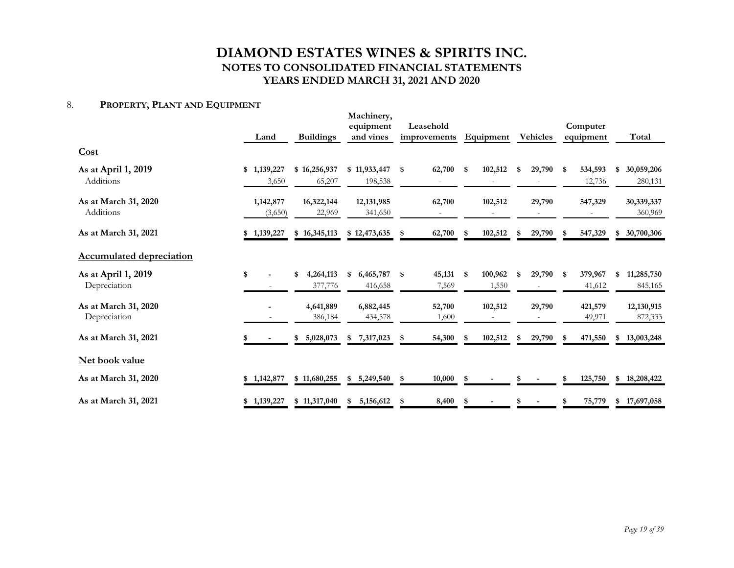# DIAMOND ESTATES WINES & SPIRITS INC.
## NOTES TO CONSOLIDATED FINANCIAL STATEMENTS
## YEARS ENDED MARCH 31, 2021 AND 2020

## 8. PROPERTY, PLANT AND EQUIPMENT

| | Land | Buildings | Machinery, equipment and vines | Leasehold improvements | Equipment | Vehicles | Computer equipment | Total |
|---|---|---|---|---|---|---|---|---|
| **Cost** | | | | | | | | |
| **As at April 1, 2019** | $ 1,139,227 | $ 16,256,937 | $ 11,933,447 | $ 62,700 | $ 102,512 | $ 29,790 | $ 534,593 | $ 30,059,206 |
| Additions | 3,650 | 65,207 | 198,538 | - | - | - | 12,736 | 280,131 |
| **As at March 31, 2020** | 1,142,877 | 16,322,144 | 12,131,985 | 62,700 | 102,512 | 29,790 | 547,329 | 30,339,337 |
| Additions | (3,650) | 22,969 | 341,650 | - | - | - | - | 360,969 |
| **As at March 31, 2021** | $ 1,139,227 | $ 16,345,113 | $ 12,473,635 | $ 62,700 | $ 102,512 | $ 29,790 | $ 547,329 | $ 30,700,306 |
| **Accumulated depreciation** | | | | | | | | |
| **As at April 1, 2019** | $ - | $ 4,264,113 | $ 6,465,787 | $ 45,131 | $ 100,962 | $ 29,790 | $ 379,967 | $ 11,285,750 |
| Depreciation | - | 377,776 | 416,658 | 7,569 | 1,550 | - | 41,612 | 845,165 |
| **As at March 31, 2020** | - | 4,641,889 | 6,882,445 | 52,700 | 102,512 | 29,790 | 421,579 | 12,130,915 |
| Depreciation | - | 386,184 | 434,578 | 1,600 | - | - | 49,971 | 872,333 |
| **As at March 31, 2021** | $ - | $ 5,028,073 | $ 7,317,023 | $ 54,300 | $ 102,512 | $ 29,790 | $ 471,550 | $ 13,003,248 |
| **Net book value** | | | | | | | | |
| **As at March 31, 2020** | $ 1,142,877 | $ 11,680,255 | $ 5,249,540 | $ 10,000 | $ - | $ - | $ 125,750 | $ 18,208,422 |
| **As at March 31, 2021** | $ 1,139,227 | $ 11,317,040 | $ 5,156,612 | $ 8,400 | $ - | $ - | $ 75,779 | $ 17,697,058 |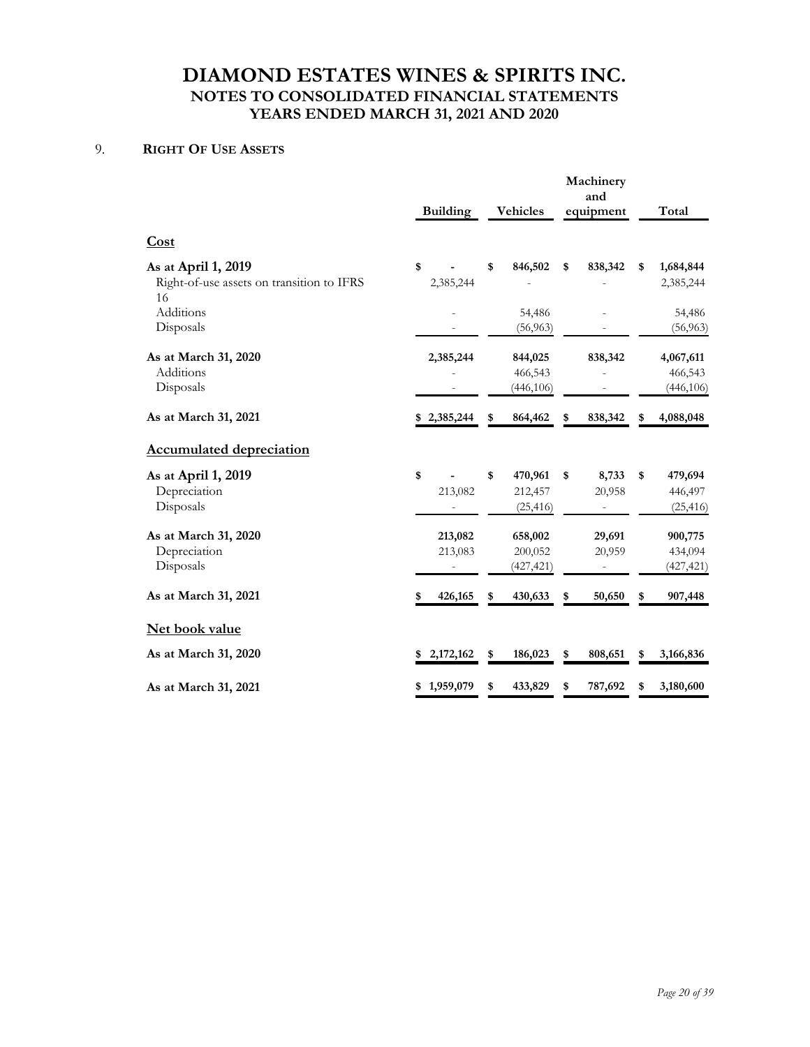# DIAMOND ESTATES WINES & SPIRITS INC.
## NOTES TO CONSOLIDATED FINANCIAL STATEMENTS
## YEARS ENDED MARCH 31, 2021 AND 2020

### 9. RIGHT OF USE ASSETS

| | Building | Vehicles | Machinery and equipment | Total |
|---|---|---|---|---|
| **Cost** | | | | |
| **As at April 1, 2019** | $ - | $ 846,502 | $ 838,342 | $ 1,684,844 |
| Right-of-use assets on transition to IFRS 16 | 2,385,244 | - | - | 2,385,244 |
| Additions | - | 54,486 | - | 54,486 |
| Disposals | - | (56,963) | - | (56,963) |
| **As at March 31, 2020** | **2,385,244** | **844,025** | **838,342** | **4,067,611** |
| Additions | - | 466,543 | - | 466,543 |
| Disposals | - | (446,106) | - | (446,106) |
| **As at March 31, 2021** | **$ 2,385,244** | **$ 864,462** | **$ 838,342** | **$ 4,088,048** |
| **Accumulated depreciation** | | | | |
| **As at April 1, 2019** | $ - | $ 470,961 | $ 8,733 | $ 479,694 |
| Depreciation | 213,082 | 212,457 | 20,958 | 446,497 |
| Disposals | - | (25,416) | - | (25,416) |
| **As at March 31, 2020** | **213,082** | **658,002** | **29,691** | **900,775** |
| Depreciation | 213,083 | 200,052 | 20,959 | 434,094 |
| Disposals | - | (427,421) | - | (427,421) |
| **As at March 31, 2021** | **$ 426,165** | **$ 430,633** | **$ 50,650** | **$ 907,448** |
| **Net book value** | | | | |
| **As at March 31, 2020** | **$ 2,172,162** | **$ 186,023** | **$ 808,651** | **$ 3,166,836** |
| **As at March 31, 2021** | **$ 1,959,079** | **$ 433,829** | **$ 787,692** | **$ 3,180,600** |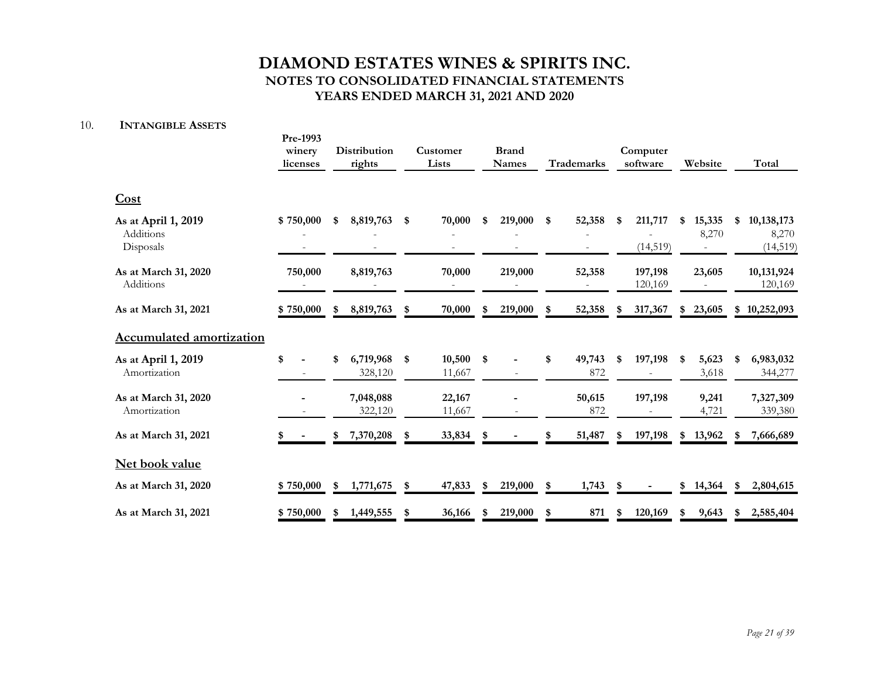# DIAMOND ESTATES WINES & SPIRITS INC.
## NOTES TO CONSOLIDATED FINANCIAL STATEMENTS
## YEARS ENDED MARCH 31, 2021 AND 2020

10. **INTANGIBLE ASSETS**

| | Pre-1993 winery licenses | Distribution rights | Customer Lists | Brand Names | Trademarks | Computer software | Website | Total |
|---|---|---|---|---|---|---|---|---|
| **Cost** | | | | | | | | |
| **As at April 1, 2019** | **$ 750,000** | **$ 8,819,763** | **$ 70,000** | **$ 219,000** | **$ 52,358** | **$ 211,717** | **$ 15,335** | **$ 10,138,173** |
| Additions | - | - | - | - | - | - | 8,270 | 8,270 |
| Disposals | - | - | - | - | - | (14,519) | - | (14,519) |
| **As at March 31, 2020** | **750,000** | **8,819,763** | **70,000** | **219,000** | **52,358** | **197,198** | **23,605** | **10,131,924** |
| Additions | - | - | - | - | - | 120,169 | - | 120,169 |
| **As at March 31, 2021** | **$ 750,000** | **$ 8,819,763** | **$ 70,000** | **$ 219,000** | **$ 52,358** | **$ 317,367** | **$ 23,605** | **$ 10,252,093** |
| **Accumulated amortization** | | | | | | | | |
| **As at April 1, 2019** | **$ -** | **$ 6,719,968** | **$ 10,500** | **$ -** | **$ 49,743** | **$ 197,198** | **$ 5,623** | **$ 6,983,032** |
| Amortization | - | 328,120 | 11,667 | - | 872 | - | 3,618 | 344,277 |
| **As at March 31, 2020** | **-** | **7,048,088** | **22,167** | **-** | **50,615** | **197,198** | **9,241** | **7,327,309** |
| Amortization | - | 322,120 | 11,667 | - | 872 | - | 4,721 | 339,380 |
| **As at March 31, 2021** | **$ -** | **$ 7,370,208** | **$ 33,834** | **$ -** | **$ 51,487** | **$ 197,198** | **$ 13,962** | **$ 7,666,689** |
| **Net book value** | | | | | | | | |
| **As at March 31, 2020** | **$ 750,000** | **$ 1,771,675** | **$ 47,833** | **$ 219,000** | **$ 1,743** | **$ -** | **$ 14,364** | **$ 2,804,615** |
| **As at March 31, 2021** | **$ 750,000** | **$ 1,449,555** | **$ 36,166** | **$ 219,000** | **$ 871** | **$ 120,169** | **$ 9,643** | **$ 2,585,404** |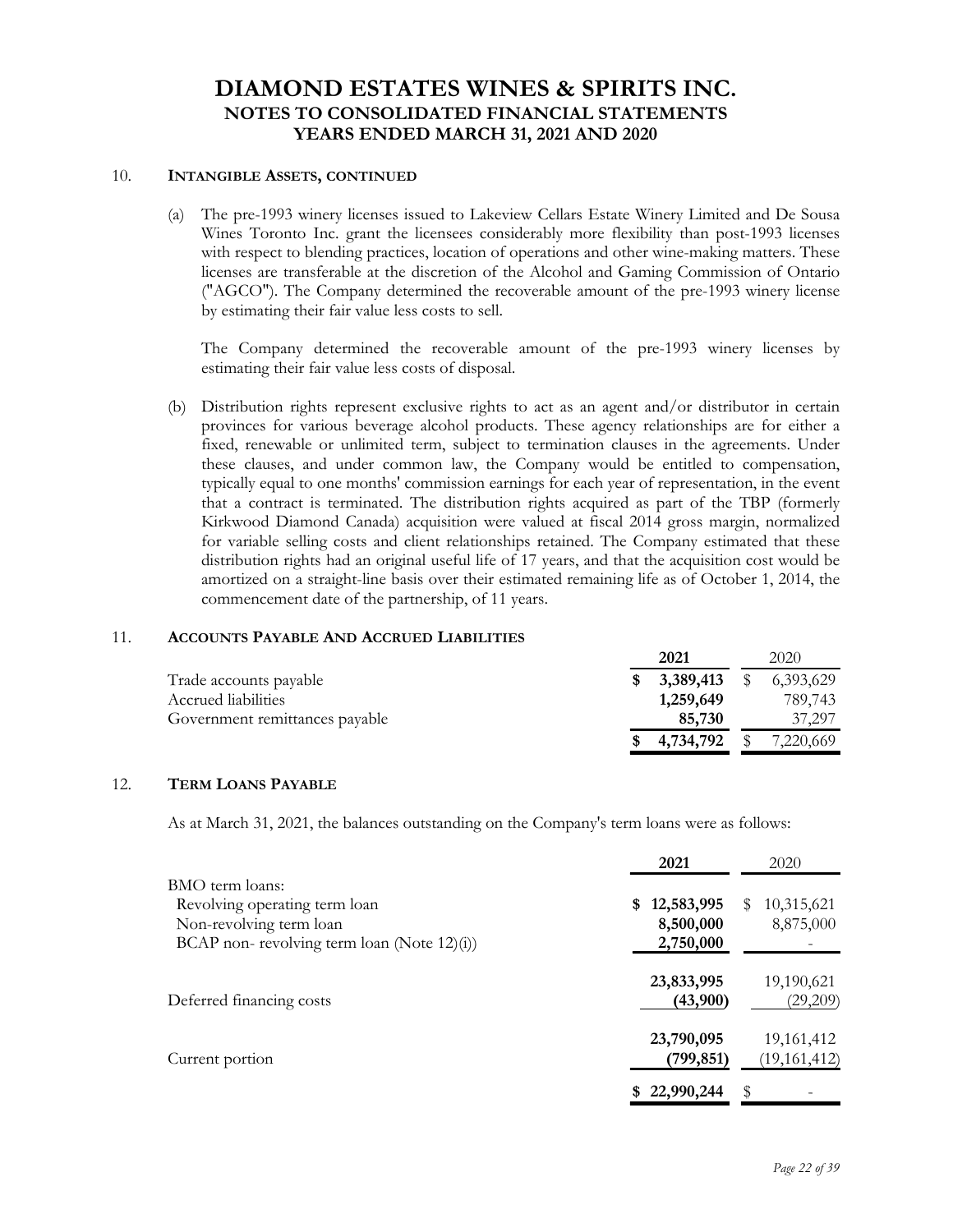## 10. INTANGIBLE ASSETS, CONTINUED

(a) The pre-1993 winery licenses issued to Lakeview Cellars Estate Winery Limited and De Sousa Wines Toronto Inc. grant the licensees considerably more flexibility than post-1993 licenses with respect to blending practices, location of operations and other wine-making matters. These licenses are transferable at the discretion of the Alcohol and Gaming Commission of Ontario ("AGCO"). The Company determined the recoverable amount of the pre-1993 winery license by estimating their fair value less costs to sell.

The Company determined the recoverable amount of the pre-1993 winery licenses by estimating their fair value less costs of disposal.

(b) Distribution rights represent exclusive rights to act as an agent and/or distributor in certain provinces for various beverage alcohol products. These agency relationships are for either a fixed, renewable or unlimited term, subject to termination clauses in the agreements. Under these clauses, and under common law, the Company would be entitled to compensation, typically equal to one months' commission earnings for each year of representation, in the event that a contract is terminated. The distribution rights acquired as part of the TBP (formerly Kirkwood Diamond Canada) acquisition were valued at fiscal 2014 gross margin, normalized for variable selling costs and client relationships retained. The Company estimated that these distribution rights had an original useful life of 17 years, and that the acquisition cost would be amortized on a straight-line basis over their estimated remaining life as of October 1, 2014, the commencement date of the partnership, of 11 years.

## 11. ACCOUNTS PAYABLE AND ACCRUED LIABILITIES

| | **2021** | 2020 |
|---|---|---|
| Trade accounts payable | **$ 3,389,413** | $ 6,393,629 |
| Accrued liabilities | **1,259,649** | 789,743 |
| Government remittances payable | **85,730** | 37,297 |
| | **$ 4,734,792** | $ 7,220,669 |

## 12. TERM LOANS PAYABLE

As at March 31, 2021, the balances outstanding on the Company's term loans were as follows:

| | **2021** | 2020 |
|---|---|---|
| BMO term loans: | | |
| Revolving operating term loan | **$ 12,583,995** | $ 10,315,621 |
| Non-revolving term loan | **8,500,000** | 8,875,000 |
| BCAP non- revolving term loan (Note 12)(i)) | **2,750,000** | - |
| | **23,833,995** | 19,190,621 |
| Deferred financing costs | **(43,900)** | (29,209) |
| | **23,790,095** | 19,161,412 |
| Current portion | **(799,851)** | (19,161,412) |
| | **$ 22,990,244** | $ - |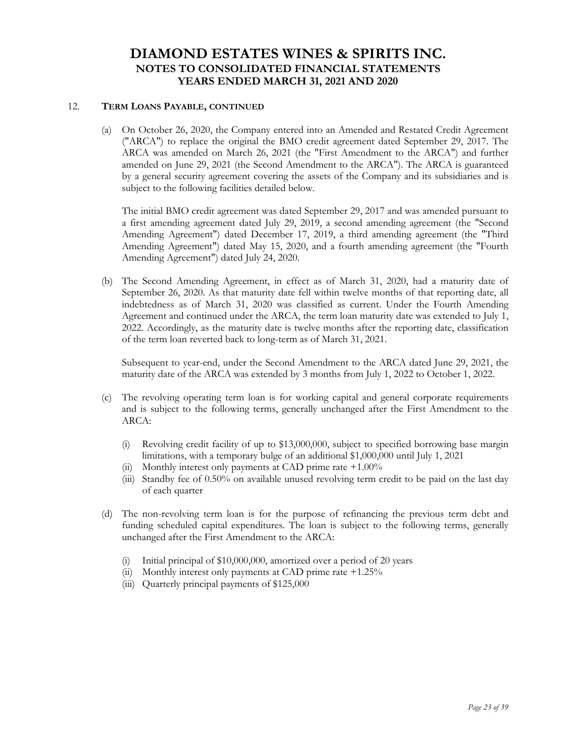## 12. TERM LOANS PAYABLE, CONTINUED

(a) On October 26, 2020, the Company entered into an Amended and Restated Credit Agreement ("ARCA") to replace the original the BMO credit agreement dated September 29, 2017. The ARCA was amended on March 26, 2021 (the "First Amendment to the ARCA") and further amended on June 29, 2021 (the Second Amendment to the ARCA"). The ARCA is guaranteed by a general security agreement covering the assets of the Company and its subsidiaries and is subject to the following facilities detailed below.

The initial BMO credit agreement was dated September 29, 2017 and was amended pursuant to a first amending agreement dated July 29, 2019, a second amending agreement (the "Second Amending Agreement") dated December 17, 2019, a third amending agreement (the "Third Amending Agreement") dated May 15, 2020, and a fourth amending agreement (the "Fourth Amending Agreement") dated July 24, 2020.

(b) The Second Amending Agreement, in effect as of March 31, 2020, had a maturity date of September 26, 2020. As that maturity date fell within twelve months of that reporting date, all indebtedness as of March 31, 2020 was classified as current. Under the Fourth Amending Agreement and continued under the ARCA, the term loan maturity date was extended to July 1, 2022. Accordingly, as the maturity date is twelve months after the reporting date, classification of the term loan reverted back to long-term as of March 31, 2021.

Subsequent to year-end, under the Second Amendment to the ARCA dated June 29, 2021, the maturity date of the ARCA was extended by 3 months from July 1, 2022 to October 1, 2022.

(c) The revolving operating term loan is for working capital and general corporate requirements and is subject to the following terms, generally unchanged after the First Amendment to the ARCA:

   (i) Revolving credit facility of up to $13,000,000, subject to specified borrowing base margin limitations, with a temporary bulge of an additional $1,000,000 until July 1, 2021
   (ii) Monthly interest only payments at CAD prime rate +1.00%
   (iii) Standby fee of 0.50% on available unused revolving term credit to be paid on the last day of each quarter

(d) The non-revolving term loan is for the purpose of refinancing the previous term debt and funding scheduled capital expenditures. The loan is subject to the following terms, generally unchanged after the First Amendment to the ARCA:

   (i) Initial principal of $10,000,000, amortized over a period of 20 years
   (ii) Monthly interest only payments at CAD prime rate +1.25%
   (iii) Quarterly principal payments of $125,000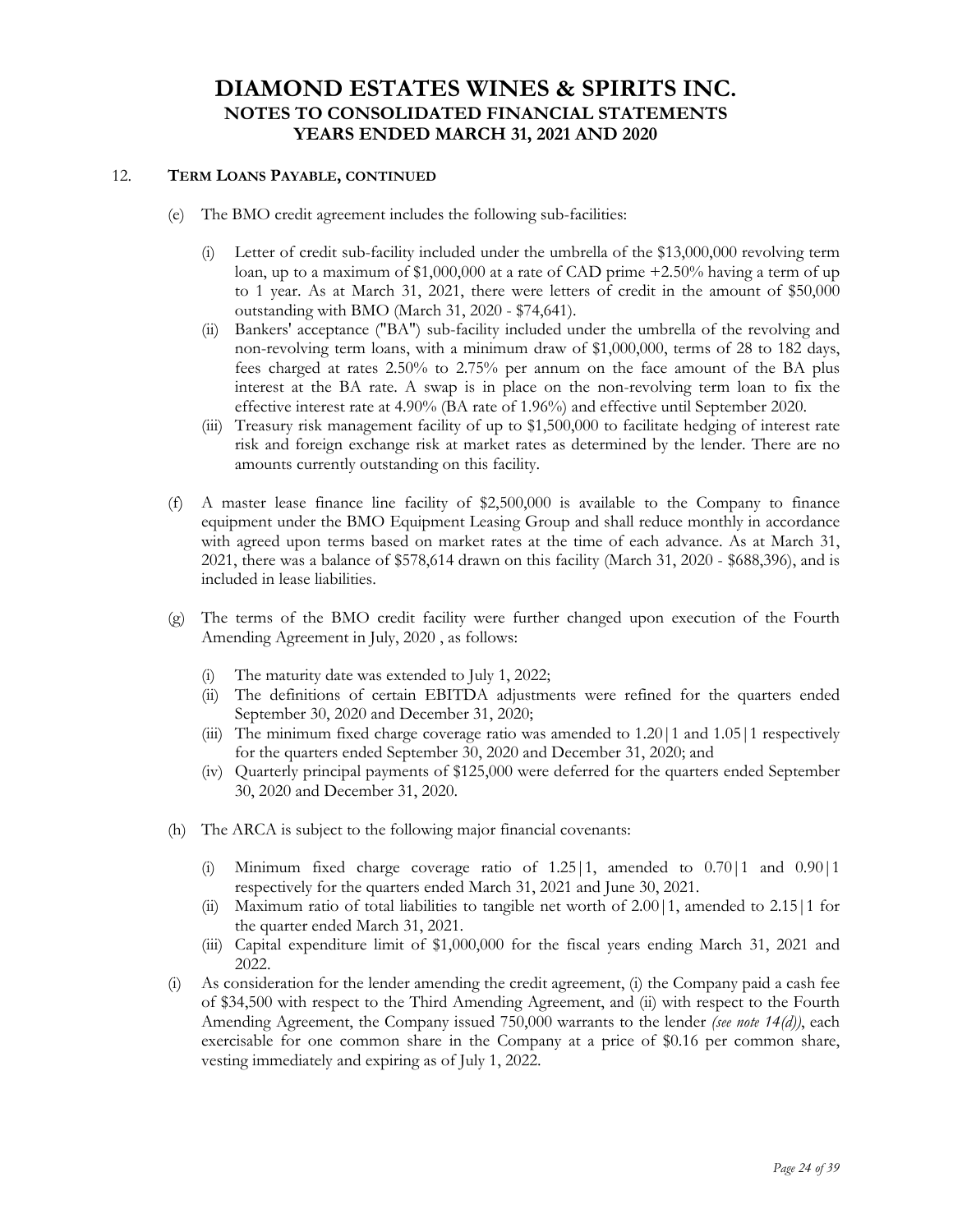# DIAMOND ESTATES WINES & SPIRITS INC.
## NOTES TO CONSOLIDATED FINANCIAL STATEMENTS
## YEARS ENDED MARCH 31, 2021 AND 2020

12. **TERM LOANS PAYABLE, CONTINUED**

(e) The BMO credit agreement includes the following sub-facilities:

   (i) Letter of credit sub-facility included under the umbrella of the $13,000,000 revolving term loan, up to a maximum of $1,000,000 at a rate of CAD prime +2.50% having a term of up to 1 year. As at March 31, 2021, there were letters of credit in the amount of $50,000 outstanding with BMO (March 31, 2020 - $74,641).

   (ii) Bankers' acceptance ("BA") sub-facility included under the umbrella of the revolving and non-revolving term loans, with a minimum draw of $1,000,000, terms of 28 to 182 days, fees charged at rates 2.50% to 2.75% per annum on the face amount of the BA plus interest at the BA rate. A swap is in place on the non-revolving term loan to fix the effective interest rate at 4.90% (BA rate of 1.96%) and effective until September 2020.

   (iii) Treasury risk management facility of up to $1,500,000 to facilitate hedging of interest rate risk and foreign exchange risk at market rates as determined by the lender. There are no amounts currently outstanding on this facility.

(f) A master lease finance line facility of $2,500,000 is available to the Company to finance equipment under the BMO Equipment Leasing Group and shall reduce monthly in accordance with agreed upon terms based on market rates at the time of each advance. As at March 31, 2021, there was a balance of $578,614 drawn on this facility (March 31, 2020 - $688,396), and is included in lease liabilities.

(g) The terms of the BMO credit facility were further changed upon execution of the Fourth Amending Agreement in July, 2020 , as follows:

   (i) The maturity date was extended to July 1, 2022;

   (ii) The definitions of certain EBITDA adjustments were refined for the quarters ended September 30, 2020 and December 31, 2020;

   (iii) The minimum fixed charge coverage ratio was amended to 1.20|1 and 1.05|1 respectively for the quarters ended September 30, 2020 and December 31, 2020; and

   (iv) Quarterly principal payments of $125,000 were deferred for the quarters ended September 30, 2020 and December 31, 2020.

(h) The ARCA is subject to the following major financial covenants:

   (i) Minimum fixed charge coverage ratio of 1.25|1, amended to 0.70|1 and 0.90|1 respectively for the quarters ended March 31, 2021 and June 30, 2021.

   (ii) Maximum ratio of total liabilities to tangible net worth of 2.00|1, amended to 2.15|1 for the quarter ended March 31, 2021.

   (iii) Capital expenditure limit of $1,000,000 for the fiscal years ending March 31, 2021 and 2022.

(i) As consideration for the lender amending the credit agreement, (i) the Company paid a cash fee of $34,500 with respect to the Third Amending Agreement, and (ii) with respect to the Fourth Amending Agreement, the Company issued 750,000 warrants to the lender *(see note 14(d))*, each exercisable for one common share in the Company at a price of $0.16 per common share, vesting immediately and expiring as of July 1, 2022.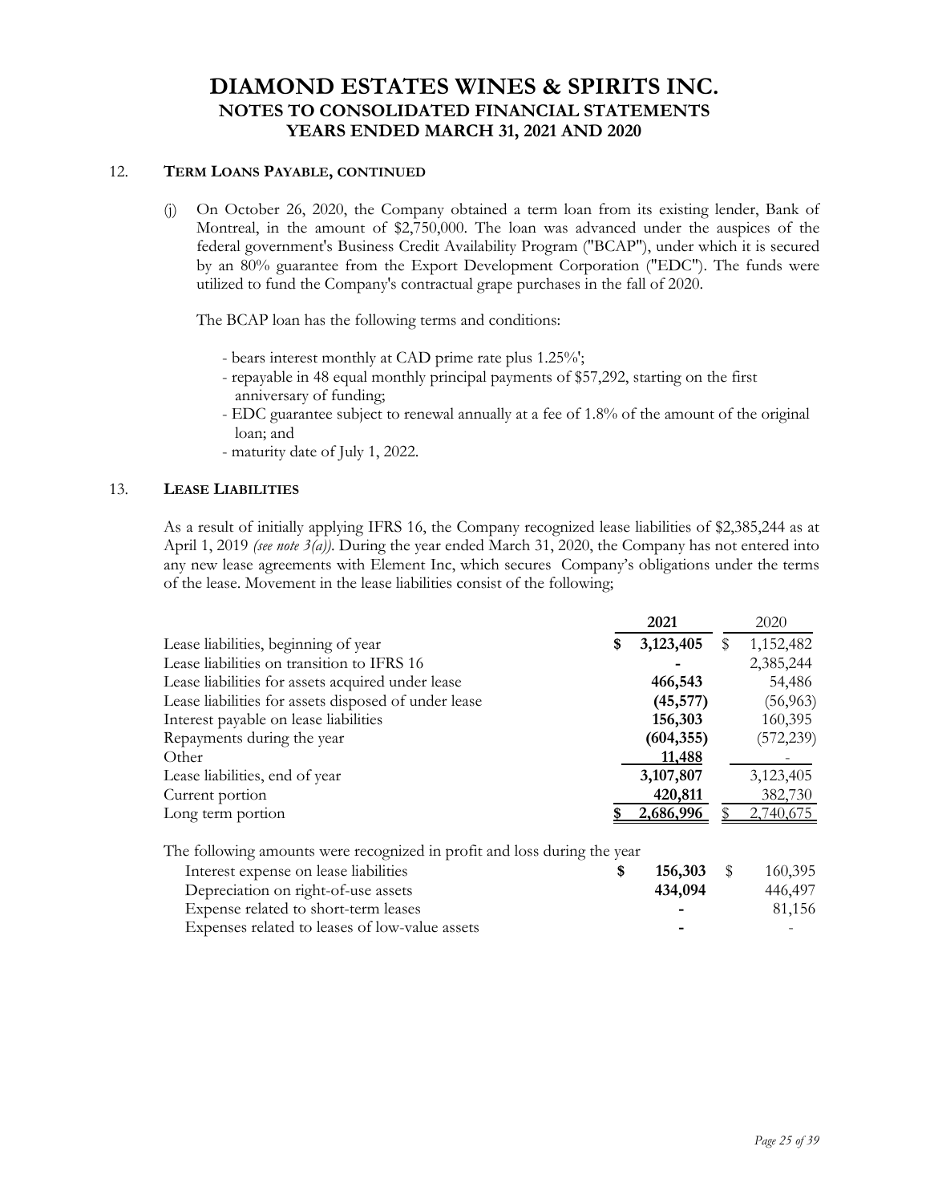## 12. Term Loans Payable, continued

(j) On October 26, 2020, the Company obtained a term loan from its existing lender, Bank of Montreal, in the amount of $2,750,000. The loan was advanced under the auspices of the federal government's Business Credit Availability Program ("BCAP"), under which it is secured by an 80% guarantee from the Export Development Corporation ("EDC"). The funds were utilized to fund the Company's contractual grape purchases in the fall of 2020.

The BCAP loan has the following terms and conditions:

- bears interest monthly at CAD prime rate plus 1.25%';
- repayable in 48 equal monthly principal payments of $57,292, starting on the first anniversary of funding;
- EDC guarantee subject to renewal annually at a fee of 1.8% of the amount of the original loan; and
- maturity date of July 1, 2022.

## 13. Lease Liabilities

As a result of initially applying IFRS 16, the Company recognized lease liabilities of $2,385,244 as at April 1, 2019 *(see note 3(a))*. During the year ended March 31, 2020, the Company has not entered into any new lease agreements with Element Inc, which secures Company's obligations under the terms of the lease. Movement in the lease liabilities consist of the following;

| | **2021** | 2020 |
|---|---|---|
| Lease liabilities, beginning of year | **$ 3,123,405** | $ 1,152,482 |
| Lease liabilities on transition to IFRS 16 | **-** | 2,385,244 |
| Lease liabilities for assets acquired under lease | **466,543** | 54,486 |
| Lease liabilities for assets disposed of under lease | **(45,577)** | (56,963) |
| Interest payable on lease liabilities | **156,303** | 160,395 |
| Repayments during the year | **(604,355)** | (572,239) |
| Other | **11,488** | - |
| Lease liabilities, end of year | **3,107,807** | 3,123,405 |
| Current portion | **420,811** | 382,730 |
| Long term portion | **$ 2,686,996** | $ 2,740,675 |

The following amounts were recognized in profit and loss during the year

| | **2021** | 2020 |
|---|---|---|
| Interest expense on lease liabilities | **$ 156,303** | $ 160,395 |
| Depreciation on right-of-use assets | **434,094** | 446,497 |
| Expense related to short-term leases | **-** | 81,156 |
| Expenses related to leases of low-value assets | **-** | - |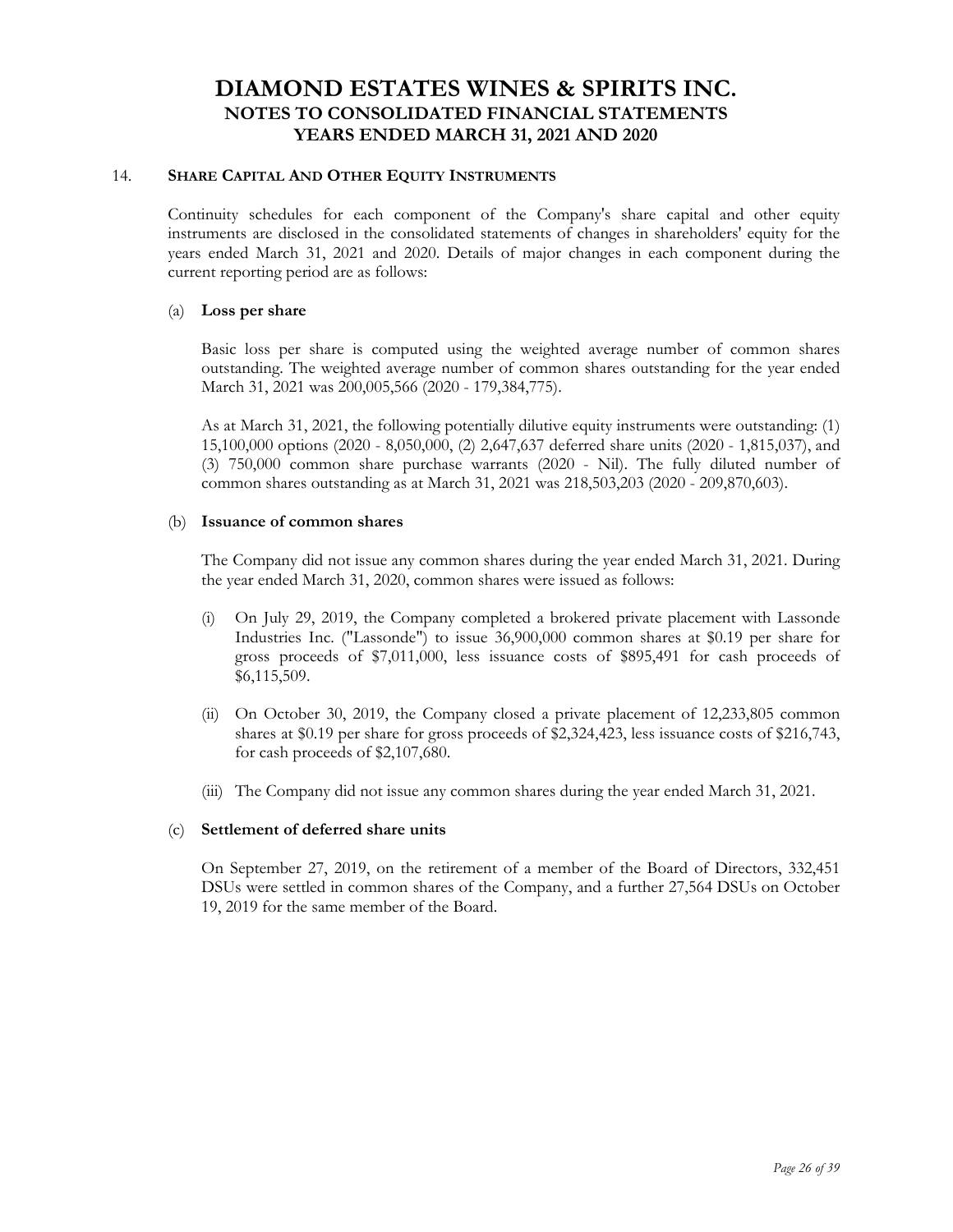# DIAMOND ESTATES WINES & SPIRITS INC.
## NOTES TO CONSOLIDATED FINANCIAL STATEMENTS
## YEARS ENDED MARCH 31, 2021 AND 2020

### 14. SHARE CAPITAL AND OTHER EQUITY INSTRUMENTS

Continuity schedules for each component of the Company's share capital and other equity instruments are disclosed in the consolidated statements of changes in shareholders' equity for the years ended March 31, 2021 and 2020. Details of major changes in each component during the current reporting period are as follows:

#### (a) Loss per share

Basic loss per share is computed using the weighted average number of common shares outstanding. The weighted average number of common shares outstanding for the year ended March 31, 2021 was 200,005,566 (2020 - 179,384,775).

As at March 31, 2021, the following potentially dilutive equity instruments were outstanding: (1) 15,100,000 options (2020 - 8,050,000, (2) 2,647,637 deferred share units (2020 - 1,815,037), and (3) 750,000 common share purchase warrants (2020 - Nil). The fully diluted number of common shares outstanding as at March 31, 2021 was 218,503,203 (2020 - 209,870,603).

#### (b) Issuance of common shares

The Company did not issue any common shares during the year ended March 31, 2021. During the year ended March 31, 2020, common shares were issued as follows:

(i) On July 29, 2019, the Company completed a brokered private placement with Lassonde Industries Inc. ("Lassonde") to issue 36,900,000 common shares at $0.19 per share for gross proceeds of $7,011,000, less issuance costs of $895,491 for cash proceeds of $6,115,509.

(ii) On October 30, 2019, the Company closed a private placement of 12,233,805 common shares at $0.19 per share for gross proceeds of $2,324,423, less issuance costs of $216,743, for cash proceeds of $2,107,680.

(iii) The Company did not issue any common shares during the year ended March 31, 2021.

#### (c) Settlement of deferred share units

On September 27, 2019, on the retirement of a member of the Board of Directors, 332,451 DSUs were settled in common shares of the Company, and a further 27,564 DSUs on October 19, 2019 for the same member of the Board.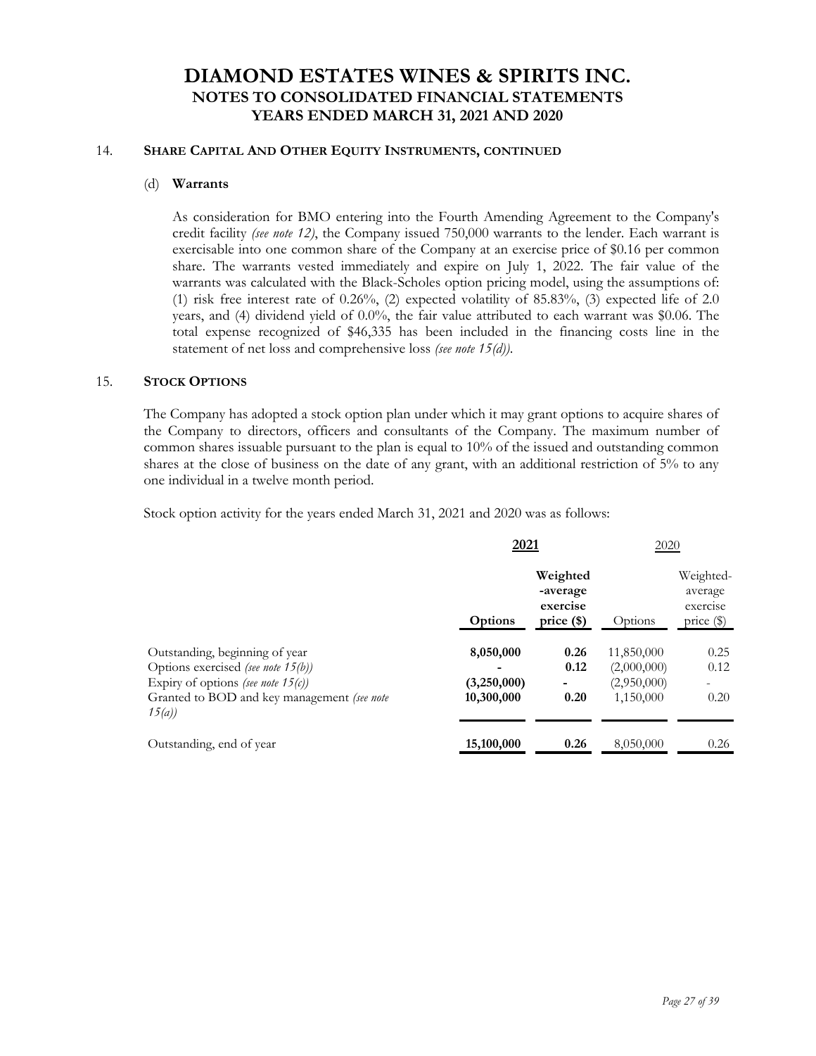# DIAMOND ESTATES WINES & SPIRITS INC.
## NOTES TO CONSOLIDATED FINANCIAL STATEMENTS
## YEARS ENDED MARCH 31, 2021 AND 2020

### 14. SHARE CAPITAL AND OTHER EQUITY INSTRUMENTS, CONTINUED

#### (d) Warrants

As consideration for BMO entering into the Fourth Amending Agreement to the Company's credit facility *(see note 12)*, the Company issued 750,000 warrants to the lender. Each warrant is exercisable into one common share of the Company at an exercise price of $0.16 per common share. The warrants vested immediately and expire on July 1, 2022. The fair value of the warrants was calculated with the Black-Scholes option pricing model, using the assumptions of: (1) risk free interest rate of 0.26%, (2) expected volatility of 85.83%, (3) expected life of 2.0 years, and (4) dividend yield of 0.0%, the fair value attributed to each warrant was $0.06. The total expense recognized of $46,335 has been included in the financing costs line in the statement of net loss and comprehensive loss *(see note 15(d))*.

### 15. STOCK OPTIONS

The Company has adopted a stock option plan under which it may grant options to acquire shares of the Company to directors, officers and consultants of the Company. The maximum number of common shares issuable pursuant to the plan is equal to 10% of the issued and outstanding common shares at the close of business on the date of any grant, with an additional restriction of 5% to any one individual in a twelve month period.

Stock option activity for the years ended March 31, 2021 and 2020 was as follows:

| | **2021** | | 2020 | |
|---|---|---|---|---|
| | **Options** | **Weighted-average exercise price ($)** | Options | Weighted-average exercise price ($) |
| Outstanding, beginning of year | **8,050,000** | **0.26** | 11,850,000 | 0.25 |
| Options exercised *(see note 15(b))* | **-** | **0.12** | (2,000,000) | 0.12 |
| Expiry of options *(see note 15(c))* | **(3,250,000)** | **-** | (2,950,000) | - |
| Granted to BOD and key management *(see note 15(a))* | **10,300,000** | **0.20** | 1,150,000 | 0.20 |
| Outstanding, end of year | **15,100,000** | **0.26** | 8,050,000 | 0.26 |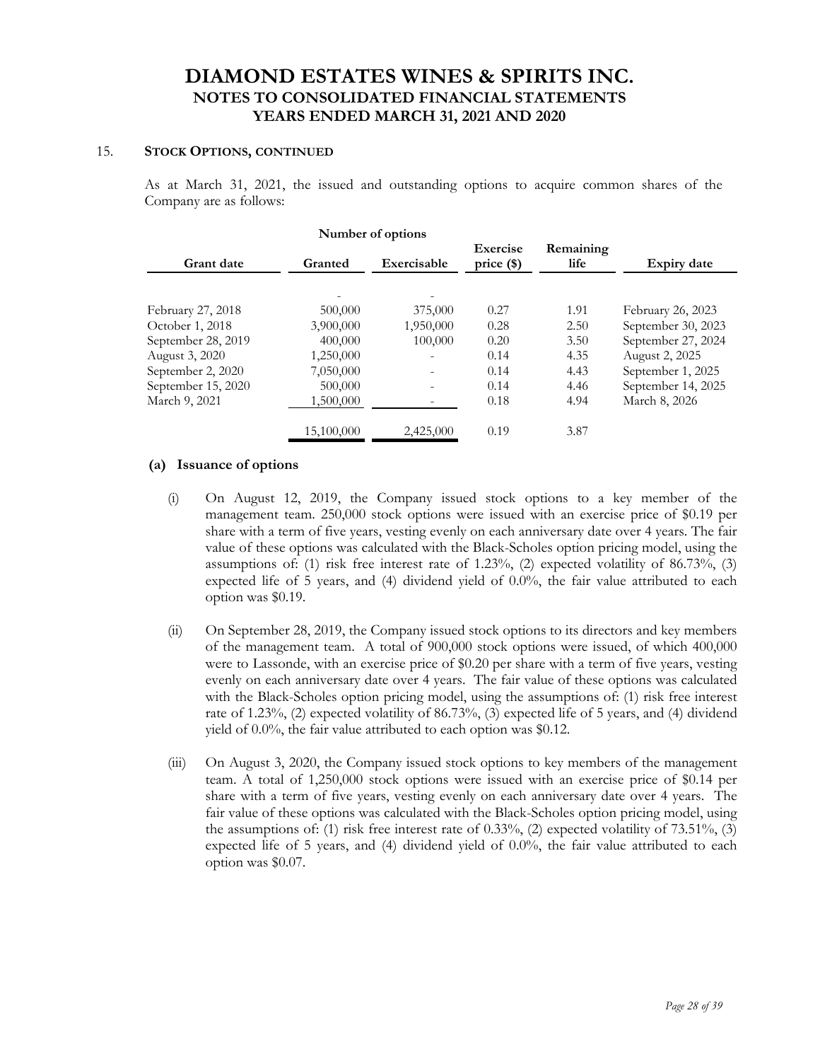# DIAMOND ESTATES WINES & SPIRITS INC.
## NOTES TO CONSOLIDATED FINANCIAL STATEMENTS
## YEARS ENDED MARCH 31, 2021 AND 2020

15. **STOCK OPTIONS, CONTINUED**

As at March 31, 2021, the issued and outstanding options to acquire common shares of the Company are as follows:

| Grant date | Number of options Granted | Exercisable | Exercise price ($) | Remaining life | Expiry date |
|---|---|---|---|---|---|
| | - | - | | | |
| February 27, 2018 | 500,000 | 375,000 | 0.27 | 1.91 | February 26, 2023 |
| October 1, 2018 | 3,900,000 | 1,950,000 | 0.28 | 2.50 | September 30, 2023 |
| September 28, 2019 | 400,000 | 100,000 | 0.20 | 3.50 | September 27, 2024 |
| August 3, 2020 | 1,250,000 | - | 0.14 | 4.35 | August 2, 2025 |
| September 2, 2020 | 7,050,000 | - | 0.14 | 4.43 | September 1, 2025 |
| September 15, 2020 | 500,000 | - | 0.14 | 4.46 | September 14, 2025 |
| March 9, 2021 | 1,500,000 | - | 0.18 | 4.94 | March 8, 2026 |
| | 15,100,000 | 2,425,000 | 0.19 | 3.87 | |

**(a) Issuance of options**

(i) On August 12, 2019, the Company issued stock options to a key member of the management team. 250,000 stock options were issued with an exercise price of $0.19 per share with a term of five years, vesting evenly on each anniversary date over 4 years. The fair value of these options was calculated with the Black-Scholes option pricing model, using the assumptions of: (1) risk free interest rate of 1.23%, (2) expected volatility of 86.73%, (3) expected life of 5 years, and (4) dividend yield of 0.0%, the fair value attributed to each option was $0.19.

(ii) On September 28, 2019, the Company issued stock options to its directors and key members of the management team. A total of 900,000 stock options were issued, of which 400,000 were to Lassonde, with an exercise price of $0.20 per share with a term of five years, vesting evenly on each anniversary date over 4 years. The fair value of these options was calculated with the Black-Scholes option pricing model, using the assumptions of: (1) risk free interest rate of 1.23%, (2) expected volatility of 86.73%, (3) expected life of 5 years, and (4) dividend yield of 0.0%, the fair value attributed to each option was $0.12.

(iii) On August 3, 2020, the Company issued stock options to key members of the management team. A total of 1,250,000 stock options were issued with an exercise price of $0.14 per share with a term of five years, vesting evenly on each anniversary date over 4 years. The fair value of these options was calculated with the Black-Scholes option pricing model, using the assumptions of: (1) risk free interest rate of 0.33%, (2) expected volatility of 73.51%, (3) expected life of 5 years, and (4) dividend yield of 0.0%, the fair value attributed to each option was $0.07.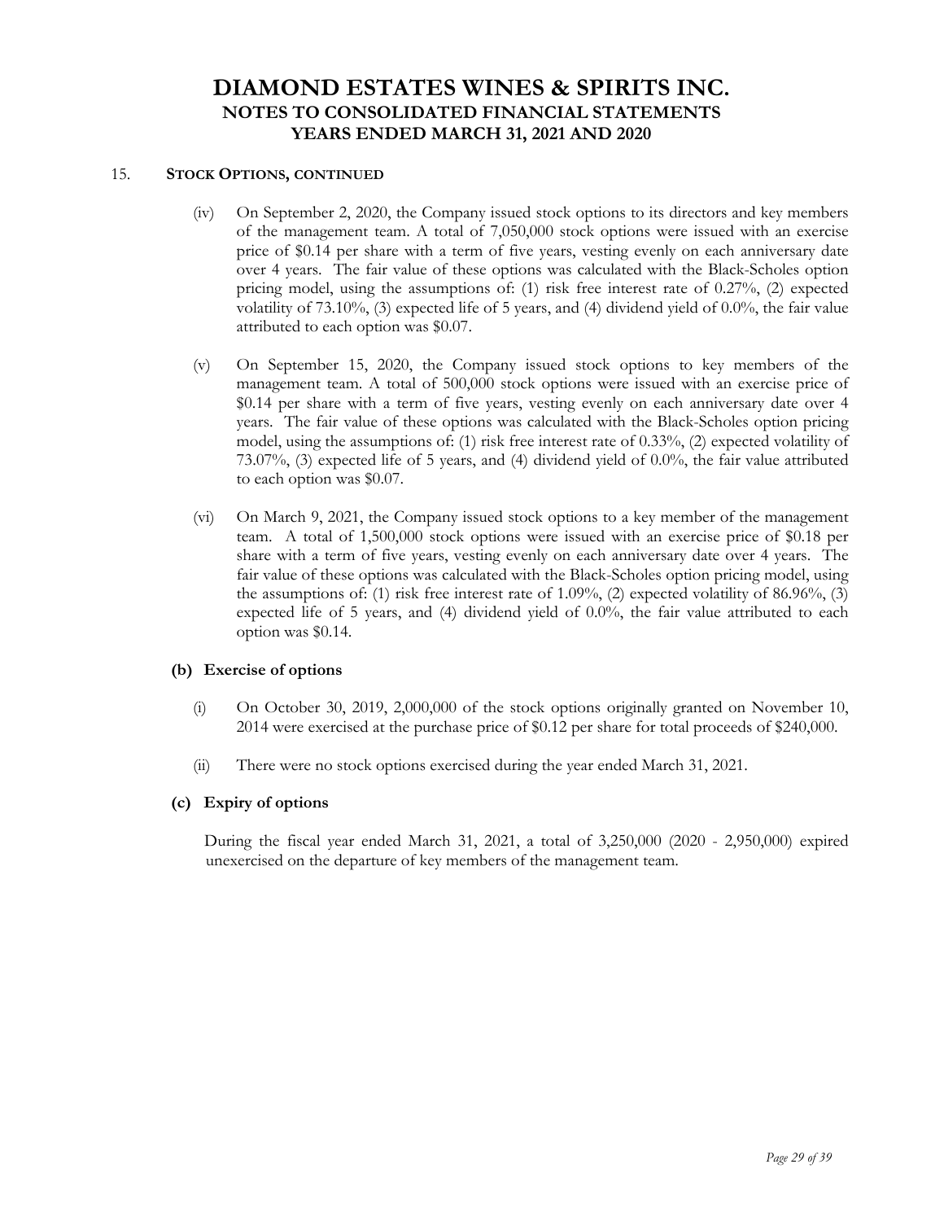15. **STOCK OPTIONS, CONTINUED**

(iv) On September 2, 2020, the Company issued stock options to its directors and key members of the management team. A total of 7,050,000 stock options were issued with an exercise price of $0.14 per share with a term of five years, vesting evenly on each anniversary date over 4 years. The fair value of these options was calculated with the Black-Scholes option pricing model, using the assumptions of: (1) risk free interest rate of 0.27%, (2) expected volatility of 73.10%, (3) expected life of 5 years, and (4) dividend yield of 0.0%, the fair value attributed to each option was $0.07.

(v) On September 15, 2020, the Company issued stock options to key members of the management team. A total of 500,000 stock options were issued with an exercise price of $0.14 per share with a term of five years, vesting evenly on each anniversary date over 4 years. The fair value of these options was calculated with the Black-Scholes option pricing model, using the assumptions of: (1) risk free interest rate of 0.33%, (2) expected volatility of 73.07%, (3) expected life of 5 years, and (4) dividend yield of 0.0%, the fair value attributed to each option was $0.07.

(vi) On March 9, 2021, the Company issued stock options to a key member of the management team. A total of 1,500,000 stock options were issued with an exercise price of $0.18 per share with a term of five years, vesting evenly on each anniversary date over 4 years. The fair value of these options was calculated with the Black-Scholes option pricing model, using the assumptions of: (1) risk free interest rate of 1.09%, (2) expected volatility of 86.96%, (3) expected life of 5 years, and (4) dividend yield of 0.0%, the fair value attributed to each option was $0.14.

**(b) Exercise of options**

(i) On October 30, 2019, 2,000,000 of the stock options originally granted on November 10, 2014 were exercised at the purchase price of $0.12 per share for total proceeds of $240,000.

(ii) There were no stock options exercised during the year ended March 31, 2021.

**(c) Expiry of options**

During the fiscal year ended March 31, 2021, a total of 3,250,000 (2020 - 2,950,000) expired unexercised on the departure of key members of the management team.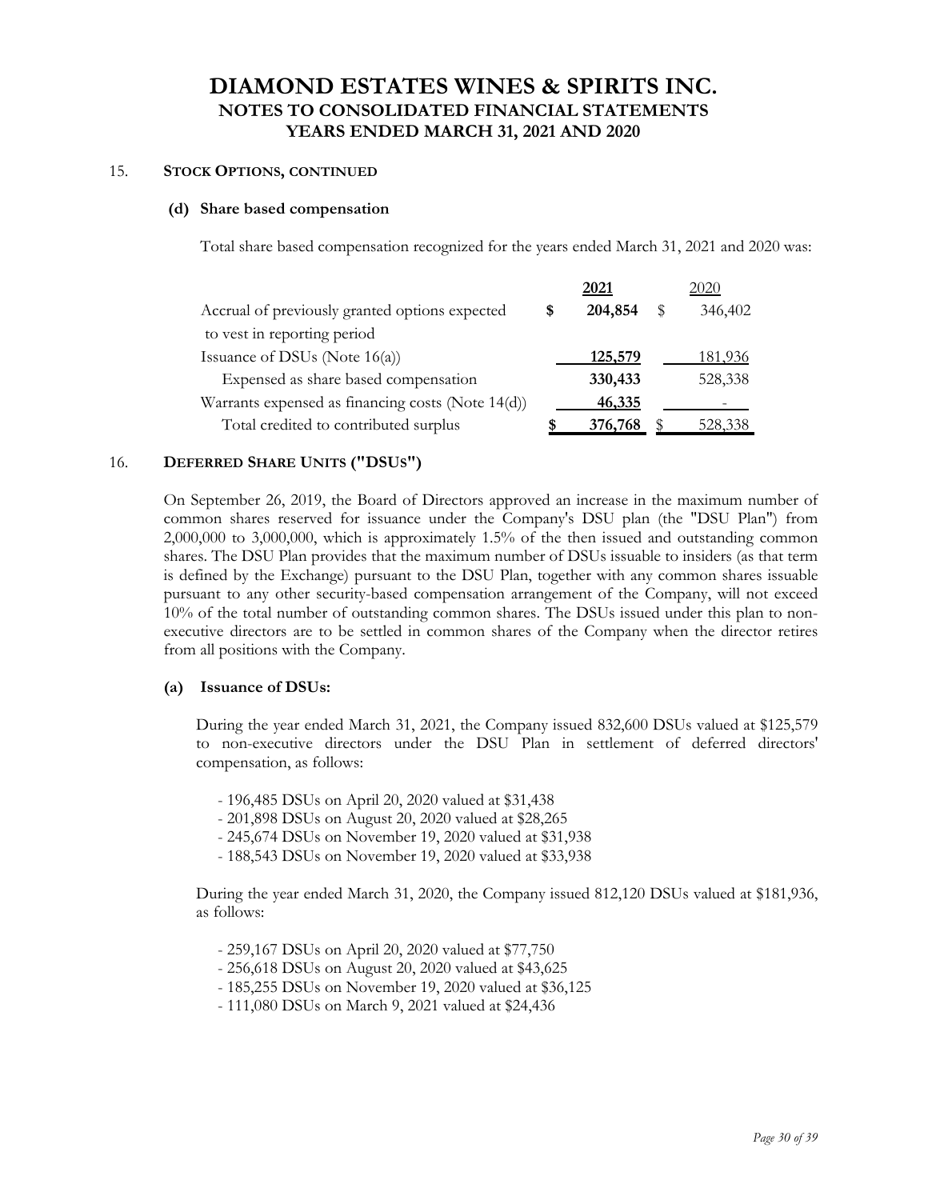# DIAMOND ESTATES WINES & SPIRITS INC.
## NOTES TO CONSOLIDATED FINANCIAL STATEMENTS
## YEARS ENDED MARCH 31, 2021 AND 2020

15. **STOCK OPTIONS, CONTINUED**

**(d) Share based compensation**

Total share based compensation recognized for the years ended March 31, 2021 and 2020 was:

| | 2021 | 2020 |
|---|---|---|
| Accrual of previously granted options expected to vest in reporting period | **$ 204,854** | $ 346,402 |
| Issuance of DSUs (Note 16(a)) | **125,579** | 181,936 |
| Expensed as share based compensation | **330,433** | 528,338 |
| Warrants expensed as financing costs (Note 14(d)) | **46,335** | - |
| Total credited to contributed surplus | **$ 376,768** | $ 528,338 |

16. **DEFERRED SHARE UNITS ("DSUS")**

On September 26, 2019, the Board of Directors approved an increase in the maximum number of common shares reserved for issuance under the Company's DSU plan (the "DSU Plan") from 2,000,000 to 3,000,000, which is approximately 1.5% of the then issued and outstanding common shares. The DSU Plan provides that the maximum number of DSUs issuable to insiders (as that term is defined by the Exchange) pursuant to the DSU Plan, together with any common shares issuable pursuant to any other security-based compensation arrangement of the Company, will not exceed 10% of the total number of outstanding common shares. The DSUs issued under this plan to non-executive directors are to be settled in common shares of the Company when the director retires from all positions with the Company.

**(a) Issuance of DSUs:**

During the year ended March 31, 2021, the Company issued 832,600 DSUs valued at $125,579 to non-executive directors under the DSU Plan in settlement of deferred directors' compensation, as follows:

- 196,485 DSUs on April 20, 2020 valued at $31,438
- 201,898 DSUs on August 20, 2020 valued at $28,265
- 245,674 DSUs on November 19, 2020 valued at $31,938
- 188,543 DSUs on November 19, 2020 valued at $33,938

During the year ended March 31, 2020, the Company issued 812,120 DSUs valued at $181,936, as follows:

- 259,167 DSUs on April 20, 2020 valued at $77,750
- 256,618 DSUs on August 20, 2020 valued at $43,625
- 185,255 DSUs on November 19, 2020 valued at $36,125
- 111,080 DSUs on March 9, 2021 valued at $24,436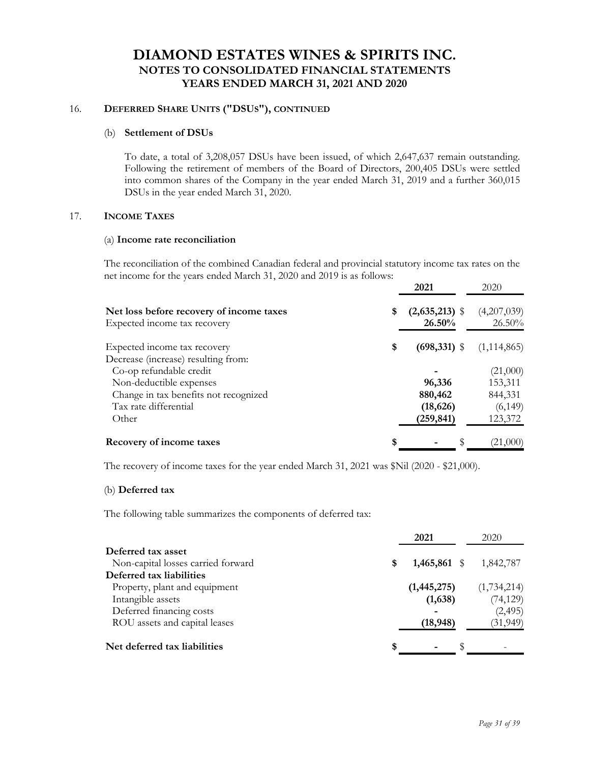### 16. DEFERRED SHARE UNITS ("DSUS"), CONTINUED

#### (b) Settlement of DSUs

To date, a total of 3,208,057 DSUs have been issued, of which 2,647,637 remain outstanding. Following the retirement of members of the Board of Directors, 200,405 DSUs were settled into common shares of the Company in the year ended March 31, 2019 and a further 360,015 DSUs in the year ended March 31, 2020.

### 17. INCOME TAXES

#### (a) Income rate reconciliation

The reconciliation of the combined Canadian federal and provincial statutory income tax rates on the net income for the years ended March 31, 2020 and 2019 is as follows:

| | 2021 | 2020 |
|---|---|---|
| **Net loss before recovery of income taxes** | $ (2,635,213) | $ (4,207,039) |
| Expected income tax recovery | 26.50% | 26.50% |
| Expected income tax recovery | $ (698,331) | $ (1,114,865) |
| Decrease (increase) resulting from: | | |
| Co-op refundable credit | - | (21,000) |
| Non-deductible expenses | 96,336 | 153,311 |
| Change in tax benefits not recognized | 880,462 | 844,331 |
| Tax rate differential | (18,626) | (6,149) |
| Other | (259,841) | 123,372 |
| **Recovery of income taxes** | $ - | $ (21,000) |

The recovery of income taxes for the year ended March 31, 2021 was $Nil (2020 - $21,000).

#### (b) Deferred tax

The following table summarizes the components of deferred tax:

| | 2021 | 2020 |
|---|---|---|
| **Deferred tax asset** | | |
| Non-capital losses carried forward | $ 1,465,861 | $ 1,842,787 |
| **Deferred tax liabilities** | | |
| Property, plant and equipment | (1,445,275) | (1,734,214) |
| Intangible assets | (1,638) | (74,129) |
| Deferred financing costs | - | (2,495) |
| ROU assets and capital leases | (18,948) | (31,949) |
| **Net deferred tax liabilities** | $ - | $ - |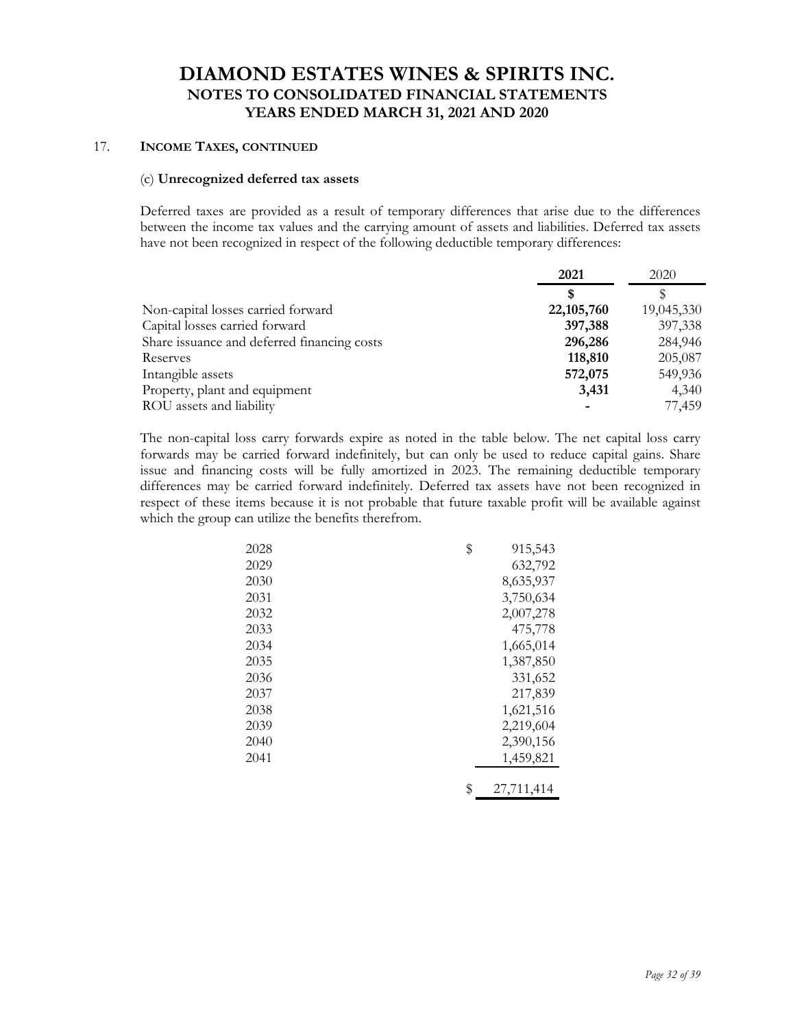# DIAMOND ESTATES WINES & SPIRITS INC.
## NOTES TO CONSOLIDATED FINANCIAL STATEMENTS
## YEARS ENDED MARCH 31, 2021 AND 2020

17. **INCOME TAXES, CONTINUED**

(c) **Unrecognized deferred tax assets**

Deferred taxes are provided as a result of temporary differences that arise due to the differences between the income tax values and the carrying amount of assets and liabilities. Deferred tax assets have not been recognized in respect of the following deductible temporary differences:

| | **2021** | 2020 |
|---|---|---|
| | **$** | $ |
| Non-capital losses carried forward | **22,105,760** | 19,045,330 |
| Capital losses carried forward | **397,388** | 397,338 |
| Share issuance and deferred financing costs | **296,286** | 284,946 |
| Reserves | **118,810** | 205,087 |
| Intangible assets | **572,075** | 549,936 |
| Property, plant and equipment | **3,431** | 4,340 |
| ROU assets and liability | **-** | 77,459 |

The non-capital loss carry forwards expire as noted in the table below. The net capital loss carry forwards may be carried forward indefinitely, but can only be used to reduce capital gains. Share issue and financing costs will be fully amortized in 2023. The remaining deductible temporary differences may be carried forward indefinitely. Deferred tax assets have not been recognized in respect of these items because it is not probable that future taxable profit will be available against which the group can utilize the benefits therefrom.

| | |
|---|---|
| 2028 | $ 915,543 |
| 2029 | 632,792 |
| 2030 | 8,635,937 |
| 2031 | 3,750,634 |
| 2032 | 2,007,278 |
| 2033 | 475,778 |
| 2034 | 1,665,014 |
| 2035 | 1,387,850 |
| 2036 | 331,652 |
| 2037 | 217,839 |
| 2038 | 1,621,516 |
| 2039 | 2,219,604 |
| 2040 | 2,390,156 |
| 2041 | 1,459,821 |
| | $ 27,711,414 |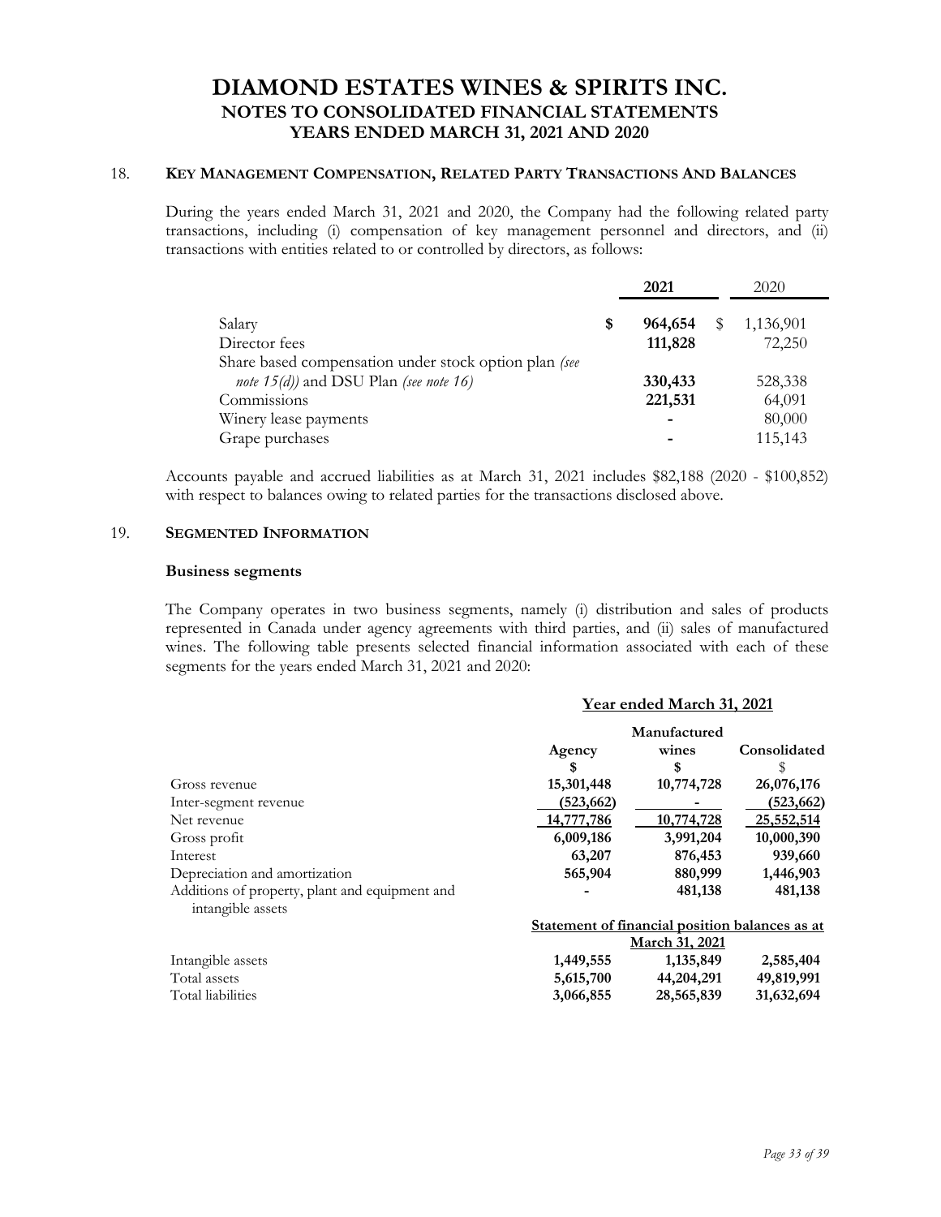# DIAMOND ESTATES WINES & SPIRITS INC.
## NOTES TO CONSOLIDATED FINANCIAL STATEMENTS
## YEARS ENDED MARCH 31, 2021 AND 2020

### 18. KEY MANAGEMENT COMPENSATION, RELATED PARTY TRANSACTIONS AND BALANCES

During the years ended March 31, 2021 and 2020, the Company had the following related party transactions, including (i) compensation of key management personnel and directors, and (ii) transactions with entities related to or controlled by directors, as follows:

| | **2021** | 2020 |
|---|---|---|
| Salary | **$ 964,654** | $ 1,136,901 |
| Director fees | **111,828** | 72,250 |
| Share based compensation under stock option plan *(see note 15(d))* and DSU Plan *(see note 16)* | **330,433** | 528,338 |
| Commissions | **221,531** | 64,091 |
| Winery lease payments | **-** | 80,000 |
| Grape purchases | **-** | 115,143 |

Accounts payable and accrued liabilities as at March 31, 2021 includes $82,188 (2020 - $100,852) with respect to balances owing to related parties for the transactions disclosed above.

### 19. SEGMENTED INFORMATION

**Business segments**

The Company operates in two business segments, namely (i) distribution and sales of products represented in Canada under agency agreements with third parties, and (ii) sales of manufactured wines. The following table presents selected financial information associated with each of these segments for the years ended March 31, 2021 and 2020:

| | **Year ended March 31, 2021** | | |
|---|---|---|---|
| | **Agency** | **Manufactured wines** | **Consolidated** |
| | **$** | **$** | $ |
| Gross revenue | **15,301,448** | **10,774,728** | **26,076,176** |
| Inter-segment revenue | **(523,662)** | **-** | **(523,662)** |
| Net revenue | **14,777,786** | **10,774,728** | **25,552,514** |
| Gross profit | **6,009,186** | **3,991,204** | **10,000,390** |
| Interest | **63,207** | **876,453** | **939,660** |
| Depreciation and amortization | **565,904** | **880,999** | **1,446,903** |
| Additions of property, plant and equipment and intangible assets | **-** | **481,138** | **481,138** |
| | **Statement of financial position balances as at March 31, 2021** | | |
| Intangible assets | **1,449,555** | **1,135,849** | **2,585,404** |
| Total assets | **5,615,700** | **44,204,291** | **49,819,991** |
| Total liabilities | **3,066,855** | **28,565,839** | **31,632,694** |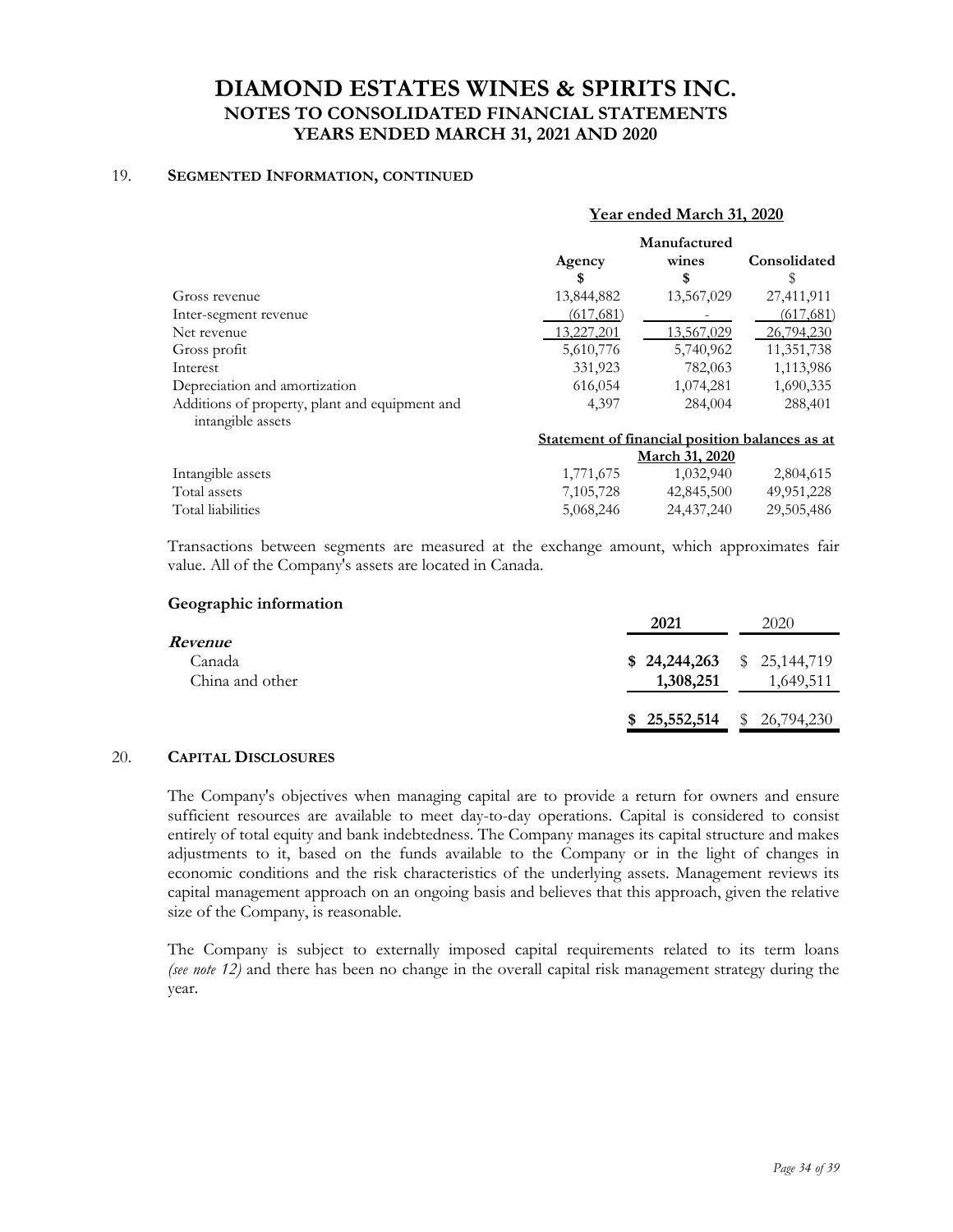# DIAMOND ESTATES WINES & SPIRITS INC.
## NOTES TO CONSOLIDATED FINANCIAL STATEMENTS
## YEARS ENDED MARCH 31, 2021 AND 2020

### 19. SEGMENTED INFORMATION, CONTINUED

| | Year ended March 31, 2020 | | |
|---|---|---|---|
| | Agency | Manufactured wines | Consolidated |
| | $ | $ | $ |
| Gross revenue | 13,844,882 | 13,567,029 | 27,411,911 |
| Inter-segment revenue | (617,681) | - | (617,681) |
| Net revenue | 13,227,201 | 13,567,029 | 26,794,230 |
| Gross profit | 5,610,776 | 5,740,962 | 11,351,738 |
| Interest | 331,923 | 782,063 | 1,113,986 |
| Depreciation and amortization | 616,054 | 1,074,281 | 1,690,335 |
| Additions of property, plant and equipment and intangible assets | 4,397 | 284,004 | 288,401 |
| | **Statement of financial position balances as at March 31, 2020** | | |
| Intangible assets | 1,771,675 | 1,032,940 | 2,804,615 |
| Total assets | 7,105,728 | 42,845,500 | 49,951,228 |
| Total liabilities | 5,068,246 | 24,437,240 | 29,505,486 |

Transactions between segments are measured at the exchange amount, which approximates fair value. All of the Company's assets are located in Canada.

**Geographic information**

| | 2021 | 2020 |
|---|---|---|
| ***Revenue*** | | |
| Canada | **$ 24,244,263** | $ 25,144,719 |
| China and other | **1,308,251** | 1,649,511 |
| | **$ 25,552,514** | $ 26,794,230 |

### 20. CAPITAL DISCLOSURES

The Company's objectives when managing capital are to provide a return for owners and ensure sufficient resources are available to meet day-to-day operations. Capital is considered to consist entirely of total equity and bank indebtedness. The Company manages its capital structure and makes adjustments to it, based on the funds available to the Company or in the light of changes in economic conditions and the risk characteristics of the underlying assets. Management reviews its capital management approach on an ongoing basis and believes that this approach, given the relative size of the Company, is reasonable.

The Company is subject to externally imposed capital requirements related to its term loans *(see note 12)* and there has been no change in the overall capital risk management strategy during the year.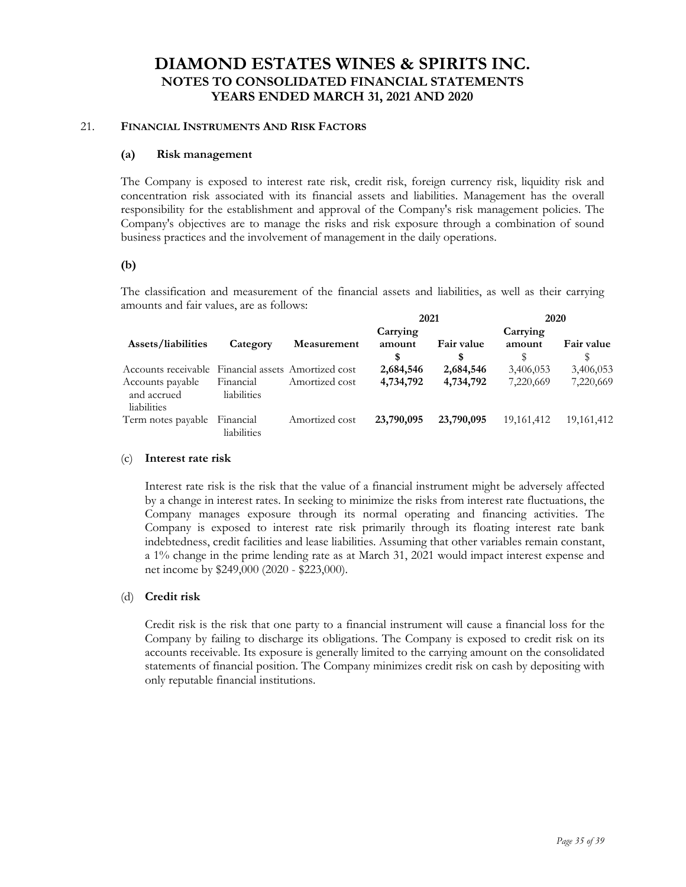# DIAMOND ESTATES WINES & SPIRITS INC.
## NOTES TO CONSOLIDATED FINANCIAL STATEMENTS
## YEARS ENDED MARCH 31, 2021 AND 2020

21. **FINANCIAL INSTRUMENTS AND RISK FACTORS**

**(a) Risk management**

The Company is exposed to interest rate risk, credit risk, foreign currency risk, liquidity risk and concentration risk associated with its financial assets and liabilities. Management has the overall responsibility for the establishment and approval of the Company's risk management policies. The Company's objectives are to manage the risks and risk exposure through a combination of sound business practices and the involvement of management in the daily operations.

**(b)**

The classification and measurement of the financial assets and liabilities, as well as their carrying amounts and fair values, are as follows:

| | | | **2021** | | **2020** | |
|---|---|---|---|---|---|---|
| **Assets/liabilities** | **Category** | **Measurement** | **Carrying amount** | **Fair value** | **Carrying amount** | **Fair value** |
| | | | **$** | **$** | $ | $ |
| Accounts receivable | Financial assets | Amortized cost | **2,684,546** | **2,684,546** | 3,406,053 | 3,406,053 |
| Accounts payable and accrued liabilities | Financial liabilities | Amortized cost | **4,734,792** | **4,734,792** | 7,220,669 | 7,220,669 |
| Term notes payable | Financial liabilities | Amortized cost | **23,790,095** | **23,790,095** | 19,161,412 | 19,161,412 |

(c) **Interest rate risk**

Interest rate risk is the risk that the value of a financial instrument might be adversely affected by a change in interest rates. In seeking to minimize the risks from interest rate fluctuations, the Company manages exposure through its normal operating and financing activities. The Company is exposed to interest rate risk primarily through its floating interest rate bank indebtedness, credit facilities and lease liabilities. Assuming that other variables remain constant, a 1% change in the prime lending rate as at March 31, 2021 would impact interest expense and net income by $249,000 (2020 - $223,000).

(d) **Credit risk**

Credit risk is the risk that one party to a financial instrument will cause a financial loss for the Company by failing to discharge its obligations. The Company is exposed to credit risk on its accounts receivable. Its exposure is generally limited to the carrying amount on the consolidated statements of financial position. The Company minimizes credit risk on cash by depositing with only reputable financial institutions.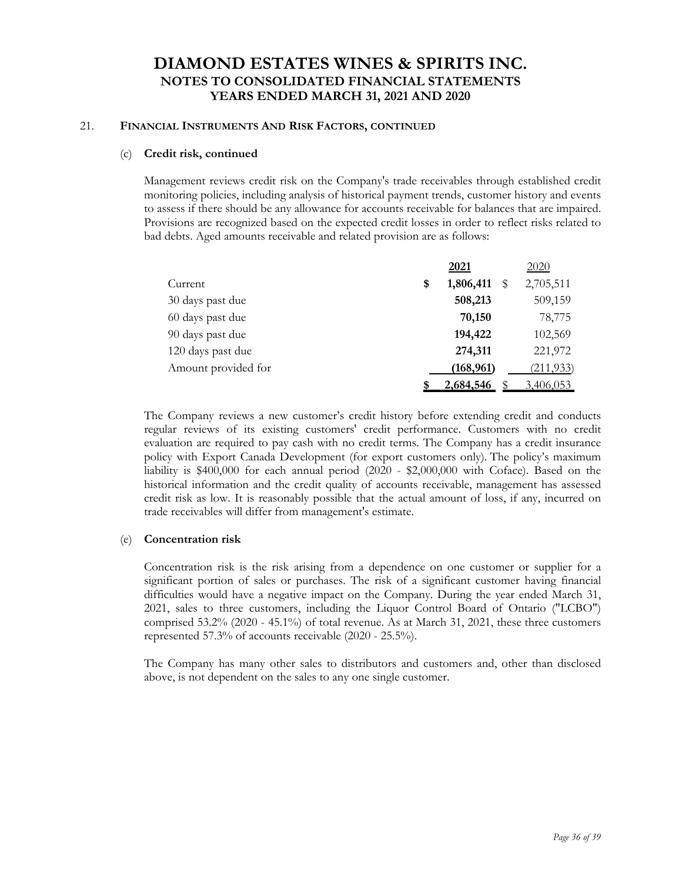# DIAMOND ESTATES WINES & SPIRITS INC.
## NOTES TO CONSOLIDATED FINANCIAL STATEMENTS
## YEARS ENDED MARCH 31, 2021 AND 2020

### 21. FINANCIAL INSTRUMENTS AND RISK FACTORS, CONTINUED

#### (c) Credit risk, continued

Management reviews credit risk on the Company's trade receivables through established credit monitoring policies, including analysis of historical payment trends, customer history and events to assess if there should be any allowance for accounts receivable for balances that are impaired. Provisions are recognized based on the expected credit losses in order to reflect risks related to bad debts. Aged amounts receivable and related provision are as follows:

| | **2021** | 2020 |
|---|---|---|
| Current | **$ 1,806,411** | $ 2,705,511 |
| 30 days past due | **508,213** | 509,159 |
| 60 days past due | **70,150** | 78,775 |
| 90 days past due | **194,422** | 102,569 |
| 120 days past due | **274,311** | 221,972 |
| Amount provided for | **(168,961)** | (211,933) |
| | **$ 2,684,546** | $ 3,406,053 |

The Company reviews a new customer's credit history before extending credit and conducts regular reviews of its existing customers' credit performance. Customers with no credit evaluation are required to pay cash with no credit terms. The Company has a credit insurance policy with Export Canada Development (for export customers only). The policy's maximum liability is $400,000 for each annual period (2020 - $2,000,000 with Coface). Based on the historical information and the credit quality of accounts receivable, management has assessed credit risk as low. It is reasonably possible that the actual amount of loss, if any, incurred on trade receivables will differ from management's estimate.

#### (e) Concentration risk

Concentration risk is the risk arising from a dependence on one customer or supplier for a significant portion of sales or purchases. The risk of a significant customer having financial difficulties would have a negative impact on the Company. During the year ended March 31, 2021, sales to three customers, including the Liquor Control Board of Ontario ("LCBO") comprised 53.2% (2020 - 45.1%) of total revenue. As at March 31, 2021, these three customers represented 57.3% of accounts receivable (2020 - 25.5%).

The Company has many other sales to distributors and customers and, other than disclosed above, is not dependent on the sales to any one single customer.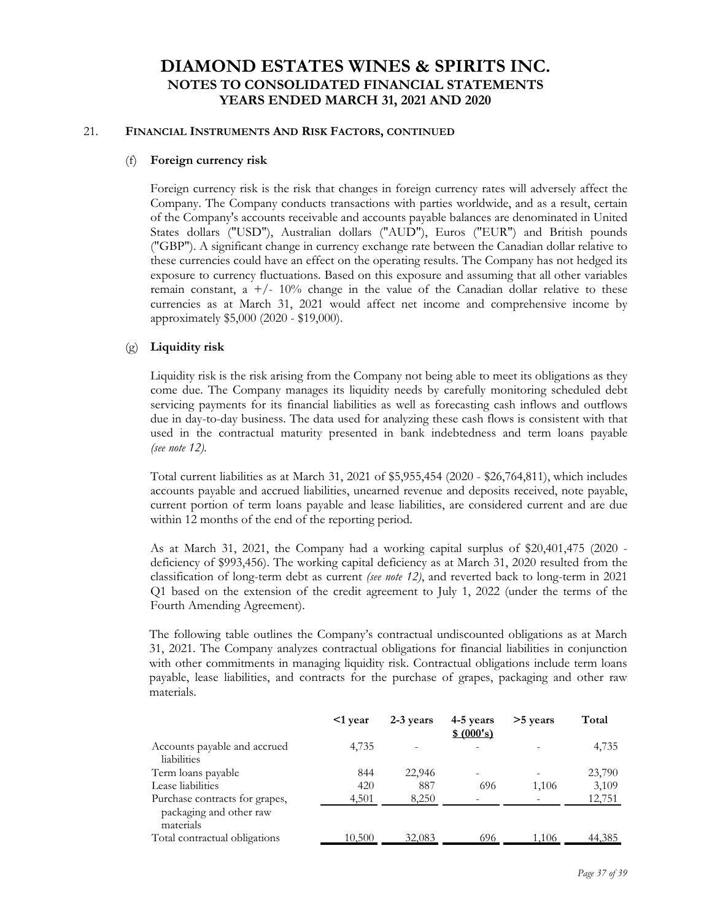## 21. FINANCIAL INSTRUMENTS AND RISK FACTORS, CONTINUED

### (f) Foreign currency risk

Foreign currency risk is the risk that changes in foreign currency rates will adversely affect the Company. The Company conducts transactions with parties worldwide, and as a result, certain of the Company's accounts receivable and accounts payable balances are denominated in United States dollars ("USD"), Australian dollars ("AUD"), Euros ("EUR") and British pounds ("GBP"). A significant change in currency exchange rate between the Canadian dollar relative to these currencies could have an effect on the operating results. The Company has not hedged its exposure to currency fluctuations. Based on this exposure and assuming that all other variables remain constant, a +/- 10% change in the value of the Canadian dollar relative to these currencies as at March 31, 2021 would affect net income and comprehensive income by approximately $5,000 (2020 - $19,000).

### (g) Liquidity risk

Liquidity risk is the risk arising from the Company not being able to meet its obligations as they come due. The Company manages its liquidity needs by carefully monitoring scheduled debt servicing payments for its financial liabilities as well as forecasting cash inflows and outflows due in day-to-day business. The data used for analyzing these cash flows is consistent with that used in the contractual maturity presented in bank indebtedness and term loans payable *(see note 12).*

Total current liabilities as at March 31, 2021 of $5,955,454 (2020 - $26,764,811), which includes accounts payable and accrued liabilities, unearned revenue and deposits received, note payable, current portion of term loans payable and lease liabilities, are considered current and are due within 12 months of the end of the reporting period.

As at March 31, 2021, the Company had a working capital surplus of $20,401,475 (2020 - deficiency of $993,456). The working capital deficiency as at March 31, 2020 resulted from the classification of long-term debt as current *(see note 12)*, and reverted back to long-term in 2021 Q1 based on the extension of the credit agreement to July 1, 2022 (under the terms of the Fourth Amending Agreement).

The following table outlines the Company's contractual undiscounted obligations as at March 31, 2021. The Company analyzes contractual obligations for financial liabilities in conjunction with other commitments in managing liquidity risk. Contractual obligations include term loans payable, lease liabilities, and contracts for the purchase of grapes, packaging and other raw materials.

| | <1 year | 2-3 years | 4-5 years<br>$ (000's) | >5 years | Total |
|---|---|---|---|---|---|
| Accounts payable and accrued liabilities | 4,735 | - | - | - | 4,735 |
| Term loans payable | 844 | 22,946 | - | - | 23,790 |
| Lease liabilities | 420 | 887 | 696 | 1,106 | 3,109 |
| Purchase contracts for grapes, packaging and other raw materials | 4,501 | 8,250 | - | - | 12,751 |
| Total contractual obligations | 10,500 | 32,083 | 696 | 1,106 | 44,385 |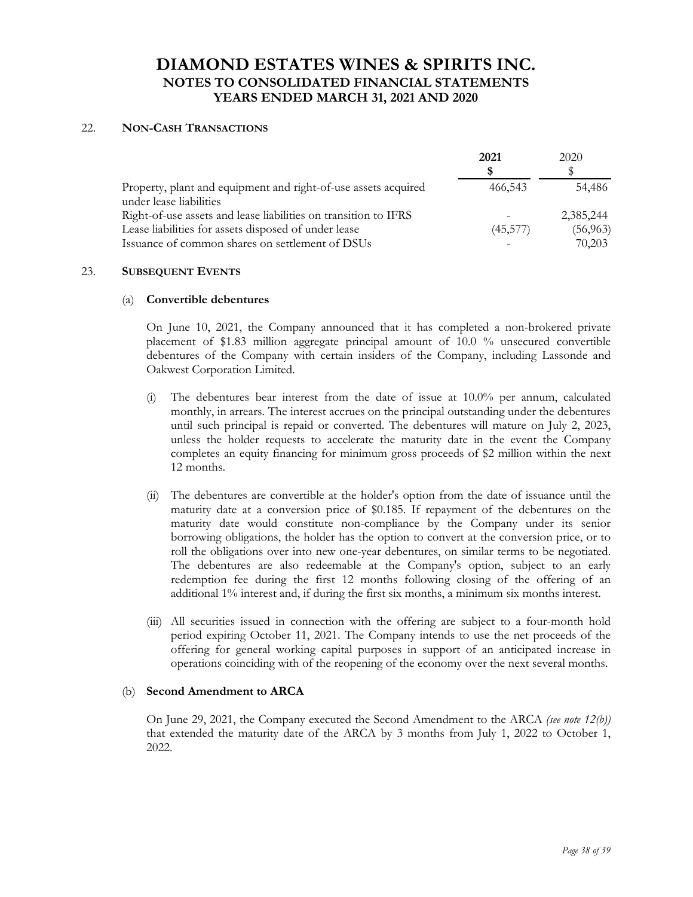# DIAMOND ESTATES WINES & SPIRITS INC.
## NOTES TO CONSOLIDATED FINANCIAL STATEMENTS
## YEARS ENDED MARCH 31, 2021 AND 2020

### 22. NON-CASH TRANSACTIONS

| | **2021** | 2020 |
|---|---|---|
| | **$** | $ |
| Property, plant and equipment and right-of-use assets acquired under lease liabilities | 466,543 | 54,486 |
| Right-of-use assets and lease liabilities on transition to IFRS | - | 2,385,244 |
| Lease liabilities for assets disposed of under lease | (45,577) | (56,963) |
| Issuance of common shares on settlement of DSUs | - | 70,203 |

### 23. SUBSEQUENT EVENTS

#### (a) Convertible debentures

On June 10, 2021, the Company announced that it has completed a non-brokered private placement of $1.83 million aggregate principal amount of 10.0 % unsecured convertible debentures of the Company with certain insiders of the Company, including Lassonde and Oakwest Corporation Limited.

(i) The debentures bear interest from the date of issue at 10.0% per annum, calculated monthly, in arrears. The interest accrues on the principal outstanding under the debentures until such principal is repaid or converted. The debentures will mature on July 2, 2023, unless the holder requests to accelerate the maturity date in the event the Company completes an equity financing for minimum gross proceeds of $2 million within the next 12 months.

(ii) The debentures are convertible at the holder's option from the date of issuance until the maturity date at a conversion price of $0.185. If repayment of the debentures on the maturity date would constitute non-compliance by the Company under its senior borrowing obligations, the holder has the option to convert at the conversion price, or to roll the obligations over into new one-year debentures, on similar terms to be negotiated. The debentures are also redeemable at the Company's option, subject to an early redemption fee during the first 12 months following closing of the offering of an additional 1% interest and, if during the first six months, a minimum six months interest.

(iii) All securities issued in connection with the offering are subject to a four-month hold period expiring October 11, 2021. The Company intends to use the net proceeds of the offering for general working capital purposes in support of an anticipated increase in operations coinciding with of the reopening of the economy over the next several months.

#### (b) Second Amendment to ARCA

On June 29, 2021, the Company executed the Second Amendment to the ARCA *(see note 12(b))* that extended the maturity date of the ARCA by 3 months from July 1, 2022 to October 1, 2022.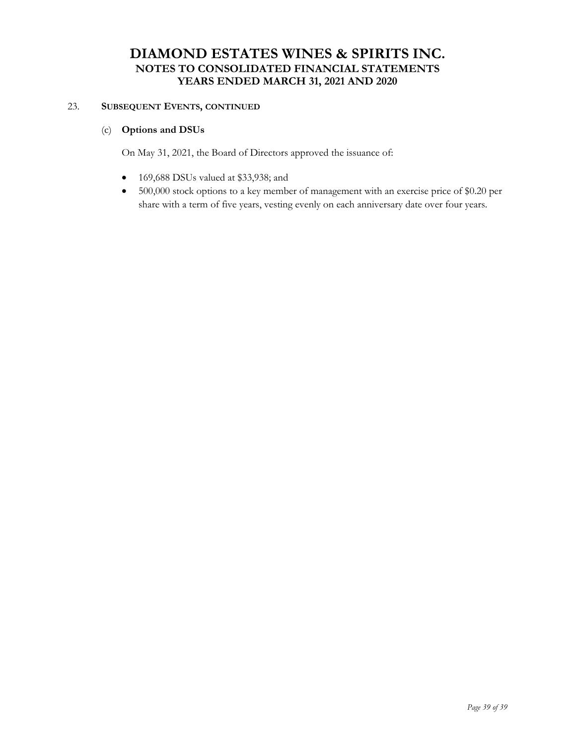## 23. Subsequent Events, continued

### (c) Options and DSUs

On May 31, 2021, the Board of Directors approved the issuance of:

- 169,688 DSUs valued at $33,938; and
- 500,000 stock options to a key member of management with an exercise price of $0.20 per share with a term of five years, vesting evenly on each anniversary date over four years.